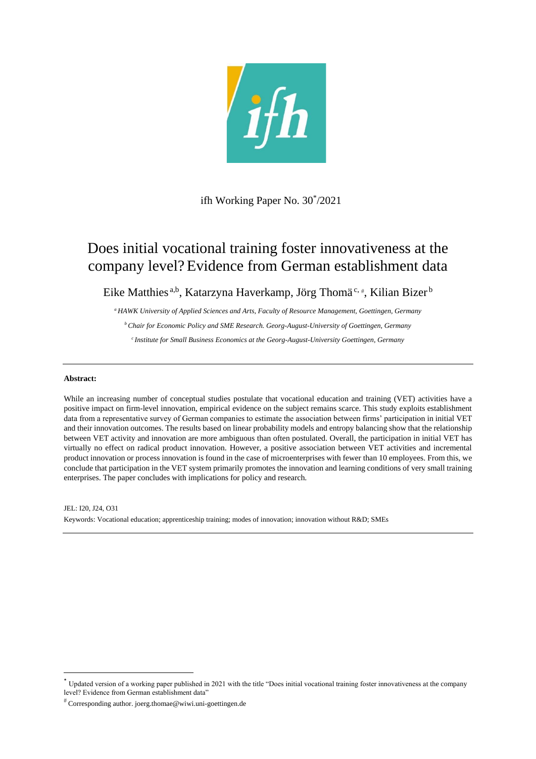ifh Working Paper No. 30[*]/2021

# Does initial vocational training foster innovativeness at the company level? Evidence from German establishment data

Eike Matthies[a,b], Katarzyna Haverkamp, Jörg Thomä[c,#], Kilian Bizer[b]

[a] *HAWK University of Applied Sciences and Arts, Faculty of Resource Management, Goettingen, Germany*

[b] *Chair for Economic Policy and SME Research. Georg-August-University of Goettingen, Germany*

[c] *Institute for Small Business Economics at the Georg-August-University Goettingen, Germany*

---

**Abstract:**

While an increasing number of conceptual studies postulate that vocational education and training (VET) activities have a positive impact on firm-level innovation, empirical evidence on the subject remains scarce. This study exploits establishment data from a representative survey of German companies to estimate the association between firms' participation in initial VET and their innovation outcomes. The results based on linear probability models and entropy balancing show that the relationship between VET activity and innovation are more ambiguous than often postulated. Overall, the participation in initial VET has virtually no effect on radical product innovation. However, a positive association between VET activities and incremental product innovation or process innovation is found in the case of microenterprises with fewer than 10 employees. From this, we conclude that participation in the VET system primarily promotes the innovation and learning conditions of very small training enterprises. The paper concludes with implications for policy and research.

JEL: I20, J24, O31

Keywords: Vocational education; apprenticeship training; modes of innovation; innovation without R&D; SMEs

---

[*] Updated version of a working paper published in 2021 with the title "Does initial vocational training foster innovativeness at the company level? Evidence from German establishment data"

[#] Corresponding author. joerg.thomae@wiwi.uni-goettingen.de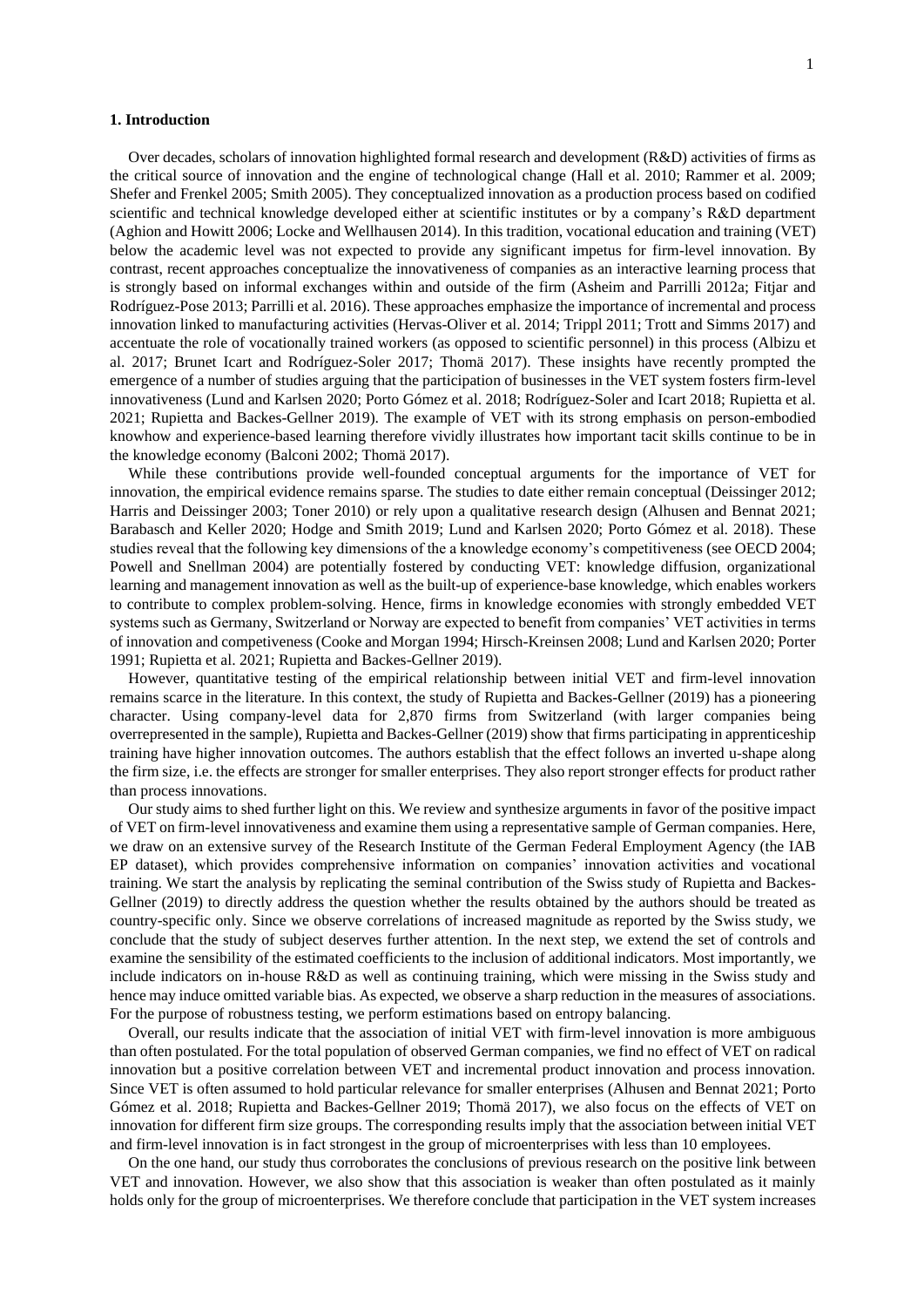## 1. Introduction

Over decades, scholars of innovation highlighted formal research and development (R&D) activities of firms as the critical source of innovation and the engine of technological change (Hall et al. 2010; Rammer et al. 2009; Shefer and Frenkel 2005; Smith 2005). They conceptualized innovation as a production process based on codified scientific and technical knowledge developed either at scientific institutes or by a company's R&D department (Aghion and Howitt 2006; Locke and Wellhausen 2014). In this tradition, vocational education and training (VET) below the academic level was not expected to provide any significant impetus for firm-level innovation. By contrast, recent approaches conceptualize the innovativeness of companies as an interactive learning process that is strongly based on informal exchanges within and outside of the firm (Asheim and Parrilli 2012a; Fitjar and Rodríguez-Pose 2013; Parrilli et al. 2016). These approaches emphasize the importance of incremental and process innovation linked to manufacturing activities (Hervas-Oliver et al. 2014; Trippl 2011; Trott and Simms 2017) and accentuate the role of vocationally trained workers (as opposed to scientific personnel) in this process (Albizu et al. 2017; Brunet Icart and Rodríguez-Soler 2017; Thomä 2017). These insights have recently prompted the emergence of a number of studies arguing that the participation of businesses in the VET system fosters firm-level innovativeness (Lund and Karlsen 2020; Porto Gómez et al. 2018; Rodríguez-Soler and Icart 2018; Rupietta et al. 2021; Rupietta and Backes-Gellner 2019). The example of VET with its strong emphasis on person-embodied knowhow and experience-based learning therefore vividly illustrates how important tacit skills continue to be in the knowledge economy (Balconi 2002; Thomä 2017).

While these contributions provide well-founded conceptual arguments for the importance of VET for innovation, the empirical evidence remains sparse. The studies to date either remain conceptual (Deissinger 2012; Harris and Deissinger 2003; Toner 2010) or rely upon a qualitative research design (Alhusen and Bennat 2021; Barabasch and Keller 2020; Hodge and Smith 2019; Lund and Karlsen 2020; Porto Gómez et al. 2018). These studies reveal that the following key dimensions of the a knowledge economy's competitiveness (see OECD 2004; Powell and Snellman 2004) are potentially fostered by conducting VET: knowledge diffusion, organizational learning and management innovation as well as the built-up of experience-base knowledge, which enables workers to contribute to complex problem-solving. Hence, firms in knowledge economies with strongly embedded VET systems such as Germany, Switzerland or Norway are expected to benefit from companies' VET activities in terms of innovation and competiveness (Cooke and Morgan 1994; Hirsch-Kreinsen 2008; Lund and Karlsen 2020; Porter 1991; Rupietta et al. 2021; Rupietta and Backes-Gellner 2019).

However, quantitative testing of the empirical relationship between initial VET and firm-level innovation remains scarce in the literature. In this context, the study of Rupietta and Backes-Gellner (2019) has a pioneering character. Using company-level data for 2,870 firms from Switzerland (with larger companies being overrepresented in the sample), Rupietta and Backes-Gellner (2019) show that firms participating in apprenticeship training have higher innovation outcomes. The authors establish that the effect follows an inverted u-shape along the firm size, i.e. the effects are stronger for smaller enterprises. They also report stronger effects for product rather than process innovations.

Our study aims to shed further light on this. We review and synthesize arguments in favor of the positive impact of VET on firm-level innovativeness and examine them using a representative sample of German companies. Here, we draw on an extensive survey of the Research Institute of the German Federal Employment Agency (the IAB EP dataset), which provides comprehensive information on companies' innovation activities and vocational training. We start the analysis by replicating the seminal contribution of the Swiss study of Rupietta and Backes-Gellner (2019) to directly address the question whether the results obtained by the authors should be treated as country-specific only. Since we observe correlations of increased magnitude as reported by the Swiss study, we conclude that the study of subject deserves further attention. In the next step, we extend the set of controls and examine the sensibility of the estimated coefficients to the inclusion of additional indicators. Most importantly, we include indicators on in-house R&D as well as continuing training, which were missing in the Swiss study and hence may induce omitted variable bias. As expected, we observe a sharp reduction in the measures of associations. For the purpose of robustness testing, we perform estimations based on entropy balancing.

Overall, our results indicate that the association of initial VET with firm-level innovation is more ambiguous than often postulated. For the total population of observed German companies, we find no effect of VET on radical innovation but a positive correlation between VET and incremental product innovation and process innovation. Since VET is often assumed to hold particular relevance for smaller enterprises (Alhusen and Bennat 2021; Porto Gómez et al. 2018; Rupietta and Backes-Gellner 2019; Thomä 2017), we also focus on the effects of VET on innovation for different firm size groups. The corresponding results imply that the association between initial VET and firm-level innovation is in fact strongest in the group of microenterprises with less than 10 employees.

On the one hand, our study thus corroborates the conclusions of previous research on the positive link between VET and innovation. However, we also show that this association is weaker than often postulated as it mainly holds only for the group of microenterprises. We therefore conclude that participation in the VET system increases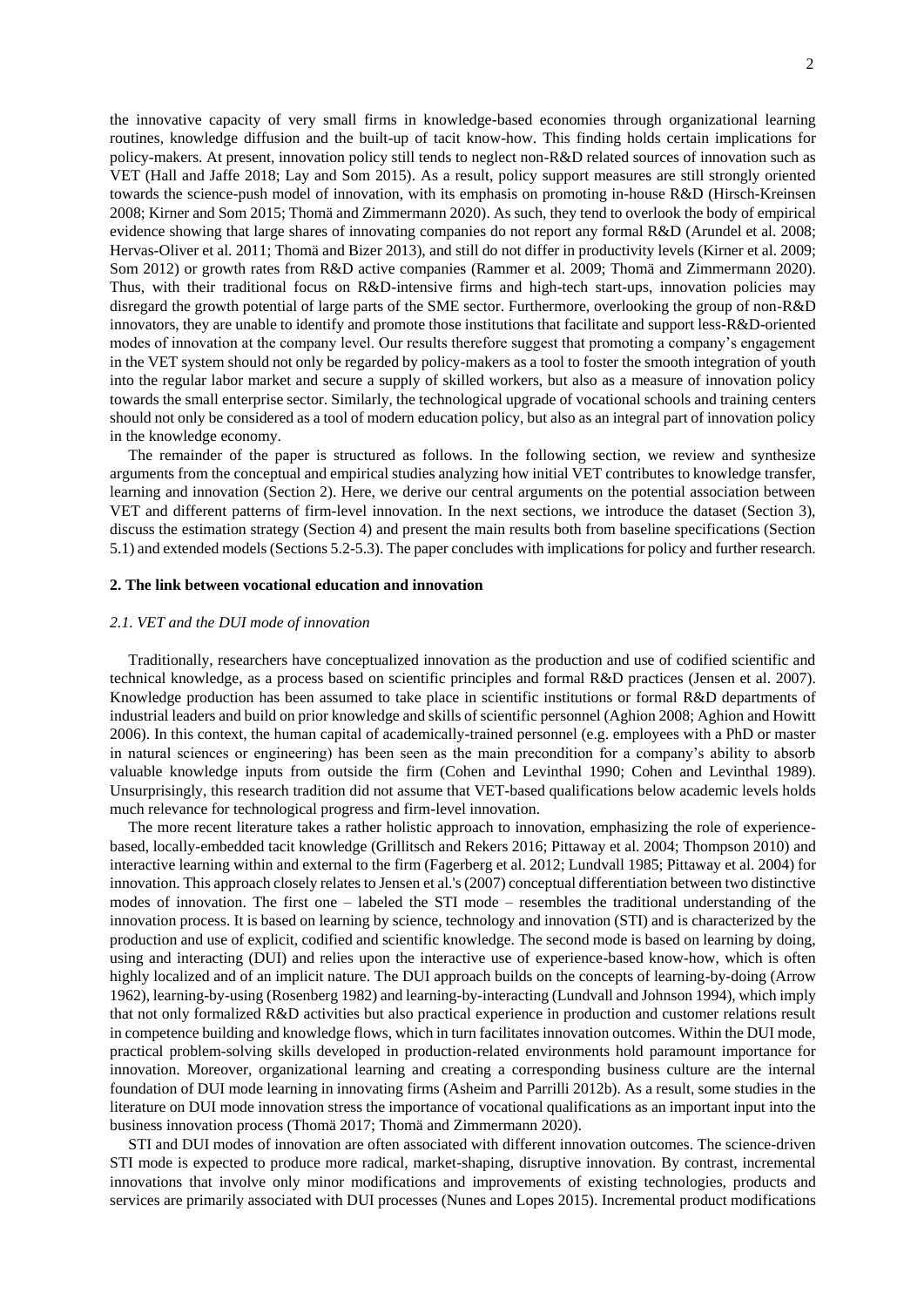the innovative capacity of very small firms in knowledge-based economies through organizational learning routines, knowledge diffusion and the built-up of tacit know-how. This finding holds certain implications for policy-makers. At present, innovation policy still tends to neglect non-R&D related sources of innovation such as VET (Hall and Jaffe 2018; Lay and Som 2015). As a result, policy support measures are still strongly oriented towards the science-push model of innovation, with its emphasis on promoting in-house R&D (Hirsch-Kreinsen 2008; Kirner and Som 2015; Thomä and Zimmermann 2020). As such, they tend to overlook the body of empirical evidence showing that large shares of innovating companies do not report any formal R&D (Arundel et al. 2008; Hervas-Oliver et al. 2011; Thomä and Bizer 2013), and still do not differ in productivity levels (Kirner et al. 2009; Som 2012) or growth rates from R&D active companies (Rammer et al. 2009; Thomä and Zimmermann 2020). Thus, with their traditional focus on R&D-intensive firms and high-tech start-ups, innovation policies may disregard the growth potential of large parts of the SME sector. Furthermore, overlooking the group of non-R&D innovators, they are unable to identify and promote those institutions that facilitate and support less-R&D-oriented modes of innovation at the company level. Our results therefore suggest that promoting a company's engagement in the VET system should not only be regarded by policy-makers as a tool to foster the smooth integration of youth into the regular labor market and secure a supply of skilled workers, but also as a measure of innovation policy towards the small enterprise sector. Similarly, the technological upgrade of vocational schools and training centers should not only be considered as a tool of modern education policy, but also as an integral part of innovation policy in the knowledge economy.

The remainder of the paper is structured as follows. In the following section, we review and synthesize arguments from the conceptual and empirical studies analyzing how initial VET contributes to knowledge transfer, learning and innovation (Section 2). Here, we derive our central arguments on the potential association between VET and different patterns of firm-level innovation. In the next sections, we introduce the dataset (Section 3), discuss the estimation strategy (Section 4) and present the main results both from baseline specifications (Section 5.1) and extended models (Sections 5.2-5.3). The paper concludes with implications for policy and further research.

## 2. The link between vocational education and innovation

### *2.1. VET and the DUI mode of innovation*

Traditionally, researchers have conceptualized innovation as the production and use of codified scientific and technical knowledge, as a process based on scientific principles and formal R&D practices (Jensen et al. 2007). Knowledge production has been assumed to take place in scientific institutions or formal R&D departments of industrial leaders and build on prior knowledge and skills of scientific personnel (Aghion 2008; Aghion and Howitt 2006). In this context, the human capital of academically-trained personnel (e.g. employees with a PhD or master in natural sciences or engineering) has been seen as the main precondition for a company's ability to absorb valuable knowledge inputs from outside the firm (Cohen and Levinthal 1990; Cohen and Levinthal 1989). Unsurprisingly, this research tradition did not assume that VET-based qualifications below academic levels holds much relevance for technological progress and firm-level innovation.

The more recent literature takes a rather holistic approach to innovation, emphasizing the role of experience-based, locally-embedded tacit knowledge (Grillitsch and Rekers 2016; Pittaway et al. 2004; Thompson 2010) and interactive learning within and external to the firm (Fagerberg et al. 2012; Lundvall 1985; Pittaway et al. 2004) for innovation. This approach closely relates to Jensen et al.'s (2007) conceptual differentiation between two distinctive modes of innovation. The first one – labeled the STI mode – resembles the traditional understanding of the innovation process. It is based on learning by science, technology and innovation (STI) and is characterized by the production and use of explicit, codified and scientific knowledge. The second mode is based on learning by doing, using and interacting (DUI) and relies upon the interactive use of experience-based know-how, which is often highly localized and of an implicit nature. The DUI approach builds on the concepts of learning-by-doing (Arrow 1962), learning-by-using (Rosenberg 1982) and learning-by-interacting (Lundvall and Johnson 1994), which imply that not only formalized R&D activities but also practical experience in production and customer relations result in competence building and knowledge flows, which in turn facilitates innovation outcomes. Within the DUI mode, practical problem-solving skills developed in production-related environments hold paramount importance for innovation. Moreover, organizational learning and creating a corresponding business culture are the internal foundation of DUI mode learning in innovating firms (Asheim and Parrilli 2012b). As a result, some studies in the literature on DUI mode innovation stress the importance of vocational qualifications as an important input into the business innovation process (Thomä 2017; Thomä and Zimmermann 2020).

STI and DUI modes of innovation are often associated with different innovation outcomes. The science-driven STI mode is expected to produce more radical, market-shaping, disruptive innovation. By contrast, incremental innovations that involve only minor modifications and improvements of existing technologies, products and services are primarily associated with DUI processes (Nunes and Lopes 2015). Incremental product modifications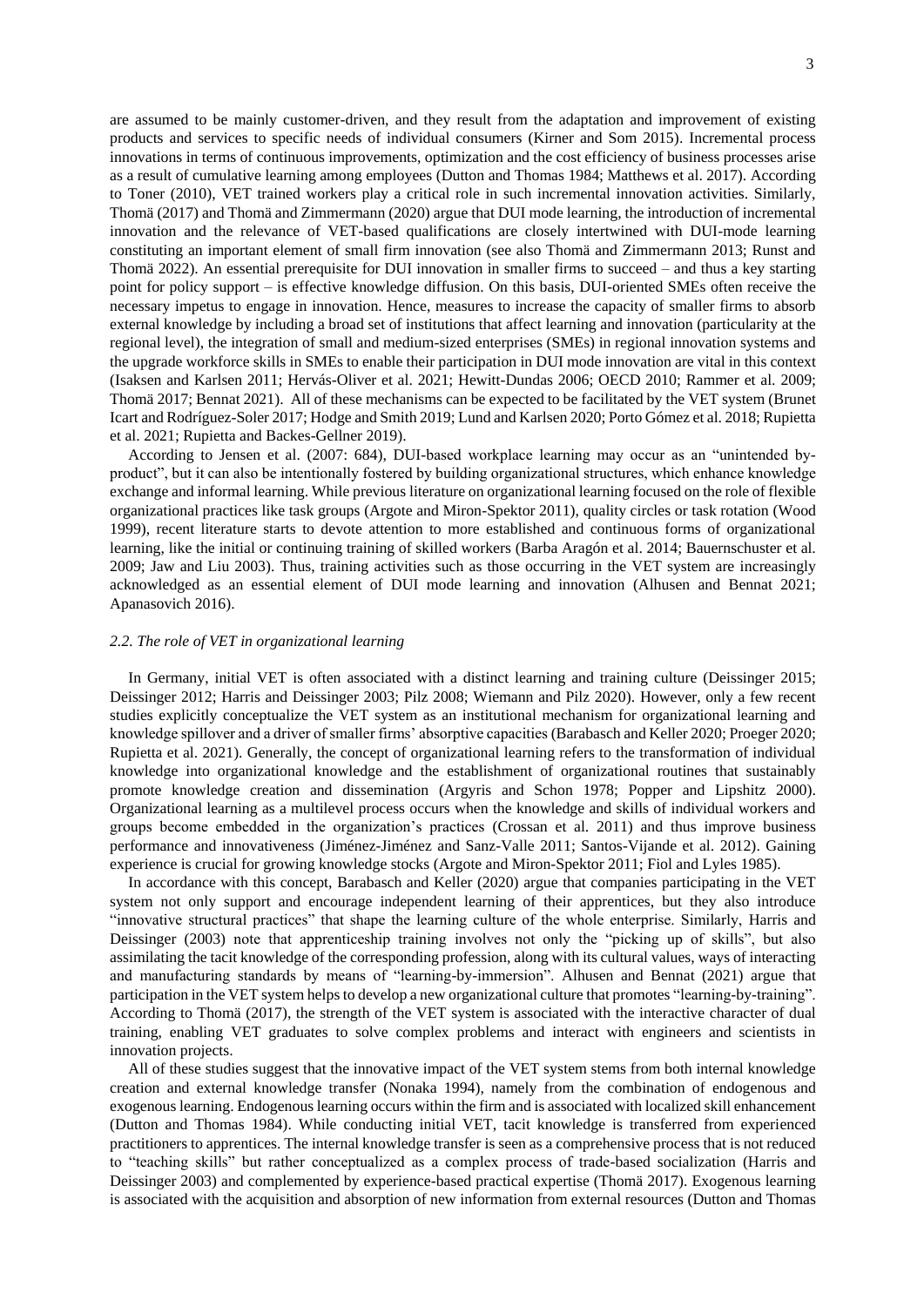are assumed to be mainly customer-driven, and they result from the adaptation and improvement of existing products and services to specific needs of individual consumers (Kirner and Som 2015). Incremental process innovations in terms of continuous improvements, optimization and the cost efficiency of business processes arise as a result of cumulative learning among employees (Dutton and Thomas 1984; Matthews et al. 2017). According to Toner (2010), VET trained workers play a critical role in such incremental innovation activities. Similarly, Thomä (2017) and Thomä and Zimmermann (2020) argue that DUI mode learning, the introduction of incremental innovation and the relevance of VET-based qualifications are closely intertwined with DUI-mode learning constituting an important element of small firm innovation (see also Thomä and Zimmermann 2013; Runst and Thomä 2022). An essential prerequisite for DUI innovation in smaller firms to succeed – and thus a key starting point for policy support – is effective knowledge diffusion. On this basis, DUI-oriented SMEs often receive the necessary impetus to engage in innovation. Hence, measures to increase the capacity of smaller firms to absorb external knowledge by including a broad set of institutions that affect learning and innovation (particularity at the regional level), the integration of small and medium-sized enterprises (SMEs) in regional innovation systems and the upgrade workforce skills in SMEs to enable their participation in DUI mode innovation are vital in this context (Isaksen and Karlsen 2011; Hervás-Oliver et al. 2021; Hewitt-Dundas 2006; OECD 2010; Rammer et al. 2009; Thomä 2017; Bennat 2021). All of these mechanisms can be expected to be facilitated by the VET system (Brunet Icart and Rodríguez-Soler 2017; Hodge and Smith 2019; Lund and Karlsen 2020; Porto Gómez et al. 2018; Rupietta et al. 2021; Rupietta and Backes-Gellner 2019).

According to Jensen et al. (2007: 684), DUI-based workplace learning may occur as an "unintended by-product", but it can also be intentionally fostered by building organizational structures, which enhance knowledge exchange and informal learning. While previous literature on organizational learning focused on the role of flexible organizational practices like task groups (Argote and Miron-Spektor 2011), quality circles or task rotation (Wood 1999), recent literature starts to devote attention to more established and continuous forms of organizational learning, like the initial or continuing training of skilled workers (Barba Aragón et al. 2014; Bauernschuster et al. 2009; Jaw and Liu 2003). Thus, training activities such as those occurring in the VET system are increasingly acknowledged as an essential element of DUI mode learning and innovation (Alhusen and Bennat 2021; Apanasovich 2016).

### *2.2. The role of VET in organizational learning*

In Germany, initial VET is often associated with a distinct learning and training culture (Deissinger 2015; Deissinger 2012; Harris and Deissinger 2003; Pilz 2008; Wiemann and Pilz 2020). However, only a few recent studies explicitly conceptualize the VET system as an institutional mechanism for organizational learning and knowledge spillover and a driver of smaller firms' absorptive capacities (Barabasch and Keller 2020; Proeger 2020; Rupietta et al. 2021). Generally, the concept of organizational learning refers to the transformation of individual knowledge into organizational knowledge and the establishment of organizational routines that sustainably promote knowledge creation and dissemination (Argyris and Schon 1978; Popper and Lipshitz 2000). Organizational learning as a multilevel process occurs when the knowledge and skills of individual workers and groups become embedded in the organization's practices (Crossan et al. 2011) and thus improve business performance and innovativeness (Jiménez-Jiménez and Sanz-Valle 2011; Santos-Vijande et al. 2012). Gaining experience is crucial for growing knowledge stocks (Argote and Miron-Spektor 2011; Fiol and Lyles 1985).

In accordance with this concept, Barabasch and Keller (2020) argue that companies participating in the VET system not only support and encourage independent learning of their apprentices, but they also introduce "innovative structural practices" that shape the learning culture of the whole enterprise. Similarly, Harris and Deissinger (2003) note that apprenticeship training involves not only the "picking up of skills", but also assimilating the tacit knowledge of the corresponding profession, along with its cultural values, ways of interacting and manufacturing standards by means of "learning-by-immersion". Alhusen and Bennat (2021) argue that participation in the VET system helps to develop a new organizational culture that promotes "learning-by-training". According to Thomä (2017), the strength of the VET system is associated with the interactive character of dual training, enabling VET graduates to solve complex problems and interact with engineers and scientists in innovation projects.

All of these studies suggest that the innovative impact of the VET system stems from both internal knowledge creation and external knowledge transfer (Nonaka 1994), namely from the combination of endogenous and exogenous learning. Endogenous learning occurs within the firm and is associated with localized skill enhancement (Dutton and Thomas 1984). While conducting initial VET, tacit knowledge is transferred from experienced practitioners to apprentices. The internal knowledge transfer is seen as a comprehensive process that is not reduced to "teaching skills" but rather conceptualized as a complex process of trade-based socialization (Harris and Deissinger 2003) and complemented by experience-based practical expertise (Thomä 2017). Exogenous learning is associated with the acquisition and absorption of new information from external resources (Dutton and Thomas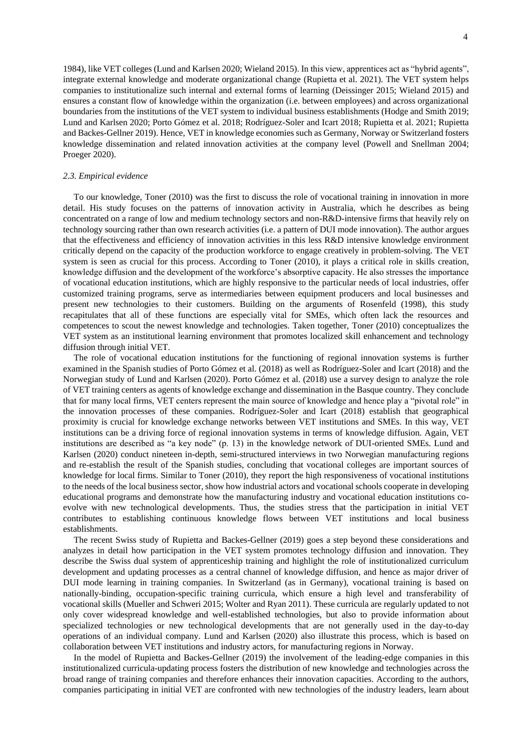1984), like VET colleges (Lund and Karlsen 2020; Wieland 2015). In this view, apprentices act as "hybrid agents", integrate external knowledge and moderate organizational change (Rupietta et al. 2021). The VET system helps companies to institutionalize such internal and external forms of learning (Deissinger 2015; Wieland 2015) and ensures a constant flow of knowledge within the organization (i.e. between employees) and across organizational boundaries from the institutions of the VET system to individual business establishments (Hodge and Smith 2019; Lund and Karlsen 2020; Porto Gómez et al. 2018; Rodríguez-Soler and Icart 2018; Rupietta et al. 2021; Rupietta and Backes-Gellner 2019). Hence, VET in knowledge economies such as Germany, Norway or Switzerland fosters knowledge dissemination and related innovation activities at the company level (Powell and Snellman 2004; Proeger 2020).

### *2.3. Empirical evidence*

To our knowledge, Toner (2010) was the first to discuss the role of vocational training in innovation in more detail. His study focuses on the patterns of innovation activity in Australia, which he describes as being concentrated on a range of low and medium technology sectors and non-R&D-intensive firms that heavily rely on technology sourcing rather than own research activities (i.e. a pattern of DUI mode innovation). The author argues that the effectiveness and efficiency of innovation activities in this less R&D intensive knowledge environment critically depend on the capacity of the production workforce to engage creatively in problem-solving. The VET system is seen as crucial for this process. According to Toner (2010), it plays a critical role in skills creation, knowledge diffusion and the development of the workforce's absorptive capacity. He also stresses the importance of vocational education institutions, which are highly responsive to the particular needs of local industries, offer customized training programs, serve as intermediaries between equipment producers and local businesses and present new technologies to their customers. Building on the arguments of Rosenfeld (1998), this study recapitulates that all of these functions are especially vital for SMEs, which often lack the resources and competences to scout the newest knowledge and technologies. Taken together, Toner (2010) conceptualizes the VET system as an institutional learning environment that promotes localized skill enhancement and technology diffusion through initial VET.

The role of vocational education institutions for the functioning of regional innovation systems is further examined in the Spanish studies of Porto Gómez et al. (2018) as well as Rodríguez-Soler and Icart (2018) and the Norwegian study of Lund and Karlsen (2020). Porto Gómez et al. (2018) use a survey design to analyze the role of VET training centers as agents of knowledge exchange and dissemination in the Basque country. They conclude that for many local firms, VET centers represent the main source of knowledge and hence play a "pivotal role" in the innovation processes of these companies. Rodríguez-Soler and Icart (2018) establish that geographical proximity is crucial for knowledge exchange networks between VET institutions and SMEs. In this way, VET institutions can be a driving force of regional innovation systems in terms of knowledge diffusion. Again, VET institutions are described as "a key node" (p. 13) in the knowledge network of DUI-oriented SMEs. Lund and Karlsen (2020) conduct nineteen in-depth, semi-structured interviews in two Norwegian manufacturing regions and re-establish the result of the Spanish studies, concluding that vocational colleges are important sources of knowledge for local firms. Similar to Toner (2010), they report the high responsiveness of vocational institutions to the needs of the local business sector, show how industrial actors and vocational schools cooperate in developing educational programs and demonstrate how the manufacturing industry and vocational education institutions co-evolve with new technological developments. Thus, the studies stress that the participation in initial VET contributes to establishing continuous knowledge flows between VET institutions and local business establishments.

The recent Swiss study of Rupietta and Backes-Gellner (2019) goes a step beyond these considerations and analyzes in detail how participation in the VET system promotes technology diffusion and innovation. They describe the Swiss dual system of apprenticeship training and highlight the role of institutionalized curriculum development and updating processes as a central channel of knowledge diffusion, and hence as major driver of DUI mode learning in training companies. In Switzerland (as in Germany), vocational training is based on nationally-binding, occupation-specific training curricula, which ensure a high level and transferability of vocational skills (Mueller and Schweri 2015; Wolter and Ryan 2011). These curricula are regularly updated to not only cover widespread knowledge and well-established technologies, but also to provide information about specialized technologies or new technological developments that are not generally used in the day-to-day operations of an individual company. Lund and Karlsen (2020) also illustrate this process, which is based on collaboration between VET institutions and industry actors, for manufacturing regions in Norway.

In the model of Rupietta and Backes-Gellner (2019) the involvement of the leading-edge companies in this institutionalized curricula-updating process fosters the distribution of new knowledge and technologies across the broad range of training companies and therefore enhances their innovation capacities. According to the authors, companies participating in initial VET are confronted with new technologies of the industry leaders, learn about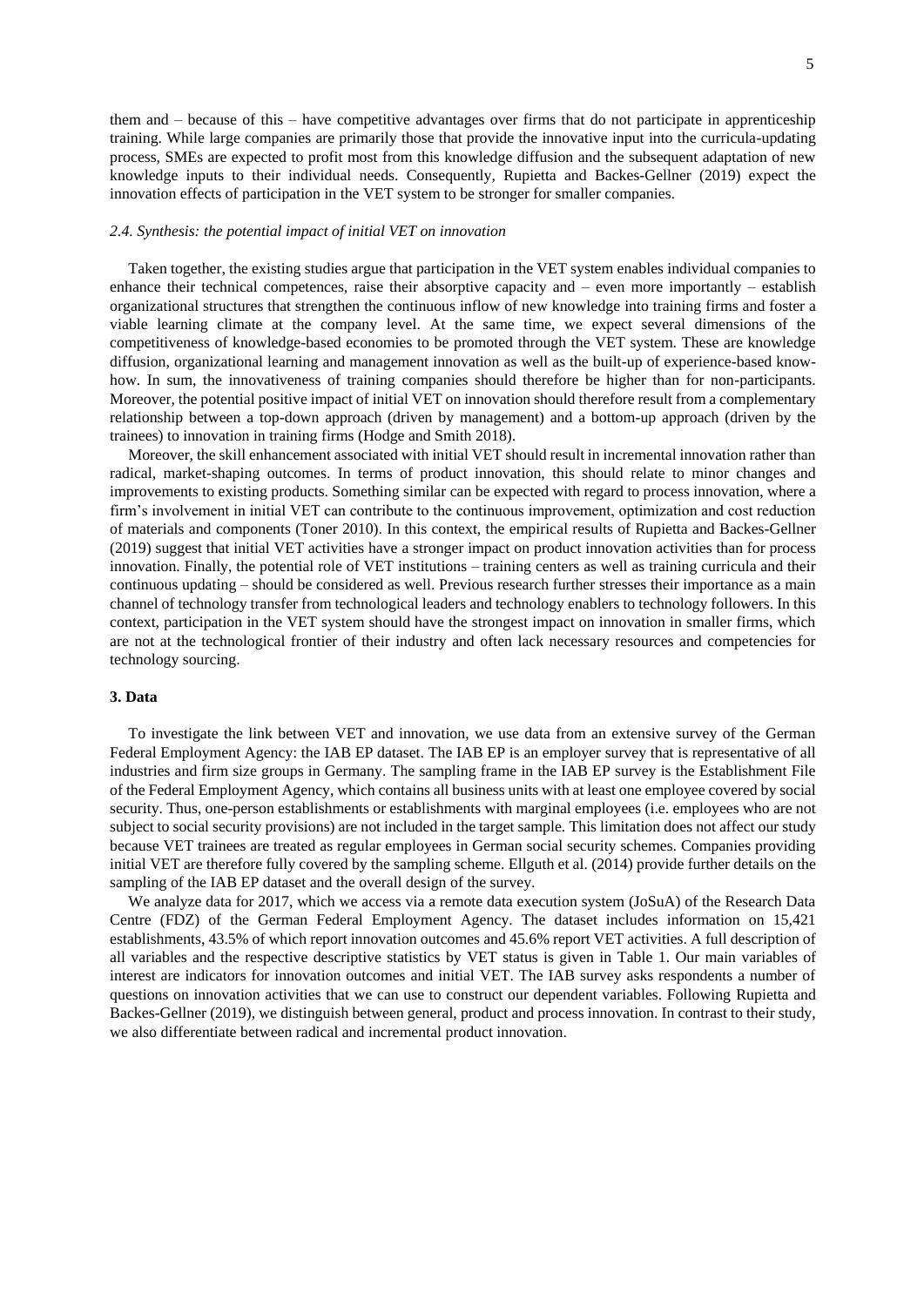them and – because of this – have competitive advantages over firms that do not participate in apprenticeship training. While large companies are primarily those that provide the innovative input into the curricula-updating process, SMEs are expected to profit most from this knowledge diffusion and the subsequent adaptation of new knowledge inputs to their individual needs. Consequently, Rupietta and Backes-Gellner (2019) expect the innovation effects of participation in the VET system to be stronger for smaller companies.

### *2.4. Synthesis: the potential impact of initial VET on innovation*

Taken together, the existing studies argue that participation in the VET system enables individual companies to enhance their technical competences, raise their absorptive capacity and – even more importantly – establish organizational structures that strengthen the continuous inflow of new knowledge into training firms and foster a viable learning climate at the company level. At the same time, we expect several dimensions of the competitiveness of knowledge-based economies to be promoted through the VET system. These are knowledge diffusion, organizational learning and management innovation as well as the built-up of experience-based know-how. In sum, the innovativeness of training companies should therefore be higher than for non-participants. Moreover, the potential positive impact of initial VET on innovation should therefore result from a complementary relationship between a top-down approach (driven by management) and a bottom-up approach (driven by the trainees) to innovation in training firms (Hodge and Smith 2018).

Moreover, the skill enhancement associated with initial VET should result in incremental innovation rather than radical, market-shaping outcomes. In terms of product innovation, this should relate to minor changes and improvements to existing products. Something similar can be expected with regard to process innovation, where a firm's involvement in initial VET can contribute to the continuous improvement, optimization and cost reduction of materials and components (Toner 2010). In this context, the empirical results of Rupietta and Backes-Gellner (2019) suggest that initial VET activities have a stronger impact on product innovation activities than for process innovation. Finally, the potential role of VET institutions – training centers as well as training curricula and their continuous updating – should be considered as well. Previous research further stresses their importance as a main channel of technology transfer from technological leaders and technology enablers to technology followers. In this context, participation in the VET system should have the strongest impact on innovation in smaller firms, which are not at the technological frontier of their industry and often lack necessary resources and competencies for technology sourcing.

## 3. Data

To investigate the link between VET and innovation, we use data from an extensive survey of the German Federal Employment Agency: the IAB EP dataset. The IAB EP is an employer survey that is representative of all industries and firm size groups in Germany. The sampling frame in the IAB EP survey is the Establishment File of the Federal Employment Agency, which contains all business units with at least one employee covered by social security. Thus, one-person establishments or establishments with marginal employees (i.e. employees who are not subject to social security provisions) are not included in the target sample. This limitation does not affect our study because VET trainees are treated as regular employees in German social security schemes. Companies providing initial VET are therefore fully covered by the sampling scheme. Ellguth et al. (2014) provide further details on the sampling of the IAB EP dataset and the overall design of the survey.

We analyze data for 2017, which we access via a remote data execution system (JoSuA) of the Research Data Centre (FDZ) of the German Federal Employment Agency. The dataset includes information on 15,421 establishments, 43.5% of which report innovation outcomes and 45.6% report VET activities. A full description of all variables and the respective descriptive statistics by VET status is given in Table 1. Our main variables of interest are indicators for innovation outcomes and initial VET. The IAB survey asks respondents a number of questions on innovation activities that we can use to construct our dependent variables. Following Rupietta and Backes-Gellner (2019), we distinguish between general, product and process innovation. In contrast to their study, we also differentiate between radical and incremental product innovation.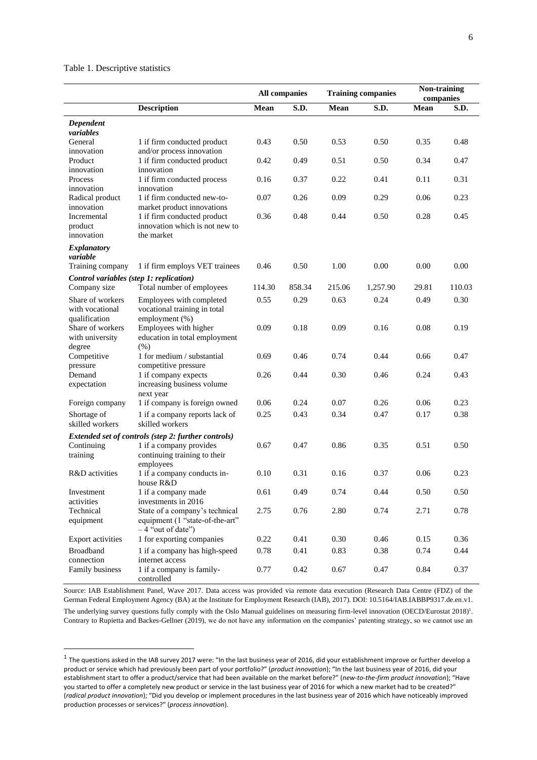Table 1. Descriptive statistics

| | | All companies | | Training companies | | Non-training companies | |
|---|---|---|---|---|---|---|---|
| | **Description** | **Mean** | **S.D.** | **Mean** | **S.D.** | **Mean** | **S.D.** |
| ***Dependent variables*** | | | | | | | |
| General innovation | 1 if firm conducted product and/or process innovation | 0.43 | 0.50 | 0.53 | 0.50 | 0.35 | 0.48 |
| Product innovation | 1 if firm conducted product innovation | 0.42 | 0.49 | 0.51 | 0.50 | 0.34 | 0.47 |
| Process innovation | 1 if firm conducted process innovation | 0.16 | 0.37 | 0.22 | 0.41 | 0.11 | 0.31 |
| Radical product innovation | 1 if firm conducted new-to-market product innovations | 0.07 | 0.26 | 0.09 | 0.29 | 0.06 | 0.23 |
| Incremental product innovation | 1 if firm conducted product innovation which is not new to the market | 0.36 | 0.48 | 0.44 | 0.50 | 0.28 | 0.45 |
| ***Explanatory variable*** | | | | | | | |
| Training company | 1 if firm employs VET trainees | 0.46 | 0.50 | 1.00 | 0.00 | 0.00 | 0.00 |
| ***Control variables (step 1: replication)*** | | | | | | | |
| Company size | Total number of employees | 114.30 | 858.34 | 215.06 | 1,257.90 | 29.81 | 110.03 |
| Share of workers with vocational qualification | Employees with completed vocational training in total employment (%) | 0.55 | 0.29 | 0.63 | 0.24 | 0.49 | 0.30 |
| Share of workers with university degree | Employees with higher education in total employment (%) | 0.09 | 0.18 | 0.09 | 0.16 | 0.08 | 0.19 |
| Competitive pressure | 1 for medium / substantial competitive pressure | 0.69 | 0.46 | 0.74 | 0.44 | 0.66 | 0.47 |
| Demand expectation | 1 if company expects increasing business volume next year | 0.26 | 0.44 | 0.30 | 0.46 | 0.24 | 0.43 |
| Foreign company | 1 if company is foreign owned | 0.06 | 0.24 | 0.07 | 0.26 | 0.06 | 0.23 |
| Shortage of skilled workers | 1 if a company reports lack of skilled workers | 0.25 | 0.43 | 0.34 | 0.47 | 0.17 | 0.38 |
| ***Extended set of controls (step 2: further controls)*** | | | | | | | |
| Continuing training | 1 if a company provides continuing training to their employees | 0.67 | 0.47 | 0.86 | 0.35 | 0.51 | 0.50 |
| R&D activities | 1 if a company conducts in-house R&D | 0.10 | 0.31 | 0.16 | 0.37 | 0.06 | 0.23 |
| Investment activities | 1 if a company made investments in 2016 | 0.61 | 0.49 | 0.74 | 0.44 | 0.50 | 0.50 |
| Technical equipment | State of a company's technical equipment (1 "state-of-the-art" – 4 "out of date") | 2.75 | 0.76 | 2.80 | 0.74 | 2.71 | 0.78 |
| Export activities | 1 for exporting companies | 0.22 | 0.41 | 0.30 | 0.46 | 0.15 | 0.36 |
| Broadband connection | 1 if a company has high-speed internet access | 0.78 | 0.41 | 0.83 | 0.38 | 0.74 | 0.44 |
| Family business | 1 if a company is family-controlled | 0.77 | 0.42 | 0.67 | 0.47 | 0.84 | 0.37 |

Source: IAB Establishment Panel, Wave 2017. Data access was provided via remote data execution (Research Data Centre (FDZ) of the German Federal Employment Agency (BA) at the Institute for Employment Research (IAB), 2017). DOI: 10.5164/IAB.IABBP9317.de.en.v1.

The underlying survey questions fully comply with the Oslo Manual guidelines on measuring firm-level innovation (OECD/Eurostat 2018)[1]. Contrary to Rupietta and Backes-Gellner (2019), we do not have any information on the companies' patenting strategy, so we cannot use an

[1] The questions asked in the IAB survey 2017 were: "In the last business year of 2016, did your establishment improve or further develop a product or service which had previously been part of your portfolio?" (*product innovation*); "In the last business year of 2016, did your establishment start to offer a product/service that had been available on the market before?" (*new-to-the-firm product innovation*); "Have you started to offer a completely new product or service in the last business year of 2016 for which a new market had to be created?" (*radical product innovation*); "Did you develop or implement procedures in the last business year of 2016 which have noticeably improved production processes or services?" (*process innovation*).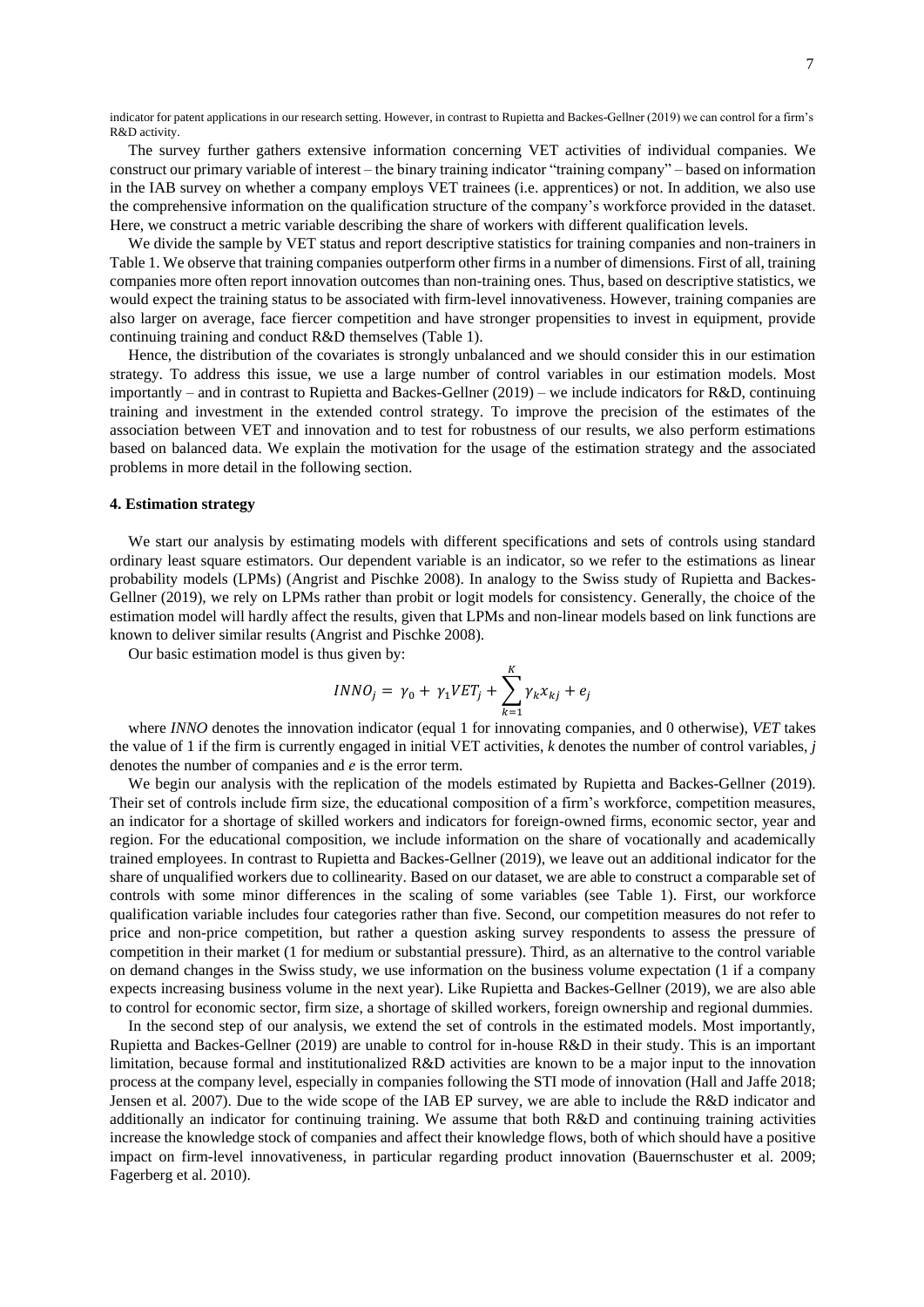indicator for patent applications in our research setting. However, in contrast to Rupietta and Backes-Gellner (2019) we can control for a firm's R&D activity.

The survey further gathers extensive information concerning VET activities of individual companies. We construct our primary variable of interest – the binary training indicator "training company" – based on information in the IAB survey on whether a company employs VET trainees (i.e. apprentices) or not. In addition, we also use the comprehensive information on the qualification structure of the company's workforce provided in the dataset. Here, we construct a metric variable describing the share of workers with different qualification levels.

We divide the sample by VET status and report descriptive statistics for training companies and non-trainers in Table 1. We observe that training companies outperform other firms in a number of dimensions. First of all, training companies more often report innovation outcomes than non-training ones. Thus, based on descriptive statistics, we would expect the training status to be associated with firm-level innovativeness. However, training companies are also larger on average, face fiercer competition and have stronger propensities to invest in equipment, provide continuing training and conduct R&D themselves (Table 1).

Hence, the distribution of the covariates is strongly unbalanced and we should consider this in our estimation strategy. To address this issue, we use a large number of control variables in our estimation models. Most importantly – and in contrast to Rupietta and Backes-Gellner (2019) – we include indicators for R&D, continuing training and investment in the extended control strategy. To improve the precision of the estimates of the association between VET and innovation and to test for robustness of our results, we also perform estimations based on balanced data. We explain the motivation for the usage of the estimation strategy and the associated problems in more detail in the following section.

## 4. Estimation strategy

We start our analysis by estimating models with different specifications and sets of controls using standard ordinary least square estimators. Our dependent variable is an indicator, so we refer to the estimations as linear probability models (LPMs) (Angrist and Pischke 2008). In analogy to the Swiss study of Rupietta and Backes-Gellner (2019), we rely on LPMs rather than probit or logit models for consistency. Generally, the choice of the estimation model will hardly affect the results, given that LPMs and non-linear models based on link functions are known to deliver similar results (Angrist and Pischke 2008).

Our basic estimation model is thus given by:

$$INNO_j = \gamma_0 + \gamma_1 VET_j + \sum_{k=1}^{K} \gamma_k x_{kj} + e_j$$

where *INNO* denotes the innovation indicator (equal 1 for innovating companies, and 0 otherwise), *VET* takes the value of 1 if the firm is currently engaged in initial VET activities, *k* denotes the number of control variables, *j* denotes the number of companies and *e* is the error term.

We begin our analysis with the replication of the models estimated by Rupietta and Backes-Gellner (2019). Their set of controls include firm size, the educational composition of a firm's workforce, competition measures, an indicator for a shortage of skilled workers and indicators for foreign-owned firms, economic sector, year and region. For the educational composition, we include information on the share of vocationally and academically trained employees. In contrast to Rupietta and Backes-Gellner (2019), we leave out an additional indicator for the share of unqualified workers due to collinearity. Based on our dataset, we are able to construct a comparable set of controls with some minor differences in the scaling of some variables (see Table 1). First, our workforce qualification variable includes four categories rather than five. Second, our competition measures do not refer to price and non-price competition, but rather a question asking survey respondents to assess the pressure of competition in their market (1 for medium or substantial pressure). Third, as an alternative to the control variable on demand changes in the Swiss study, we use information on the business volume expectation (1 if a company expects increasing business volume in the next year). Like Rupietta and Backes-Gellner (2019), we are also able to control for economic sector, firm size, a shortage of skilled workers, foreign ownership and regional dummies.

In the second step of our analysis, we extend the set of controls in the estimated models. Most importantly, Rupietta and Backes-Gellner (2019) are unable to control for in-house R&D in their study. This is an important limitation, because formal and institutionalized R&D activities are known to be a major input to the innovation process at the company level, especially in companies following the STI mode of innovation (Hall and Jaffe 2018; Jensen et al. 2007). Due to the wide scope of the IAB EP survey, we are able to include the R&D indicator and additionally an indicator for continuing training. We assume that both R&D and continuing training activities increase the knowledge stock of companies and affect their knowledge flows, both of which should have a positive impact on firm-level innovativeness, in particular regarding product innovation (Bauernschuster et al. 2009; Fagerberg et al. 2010).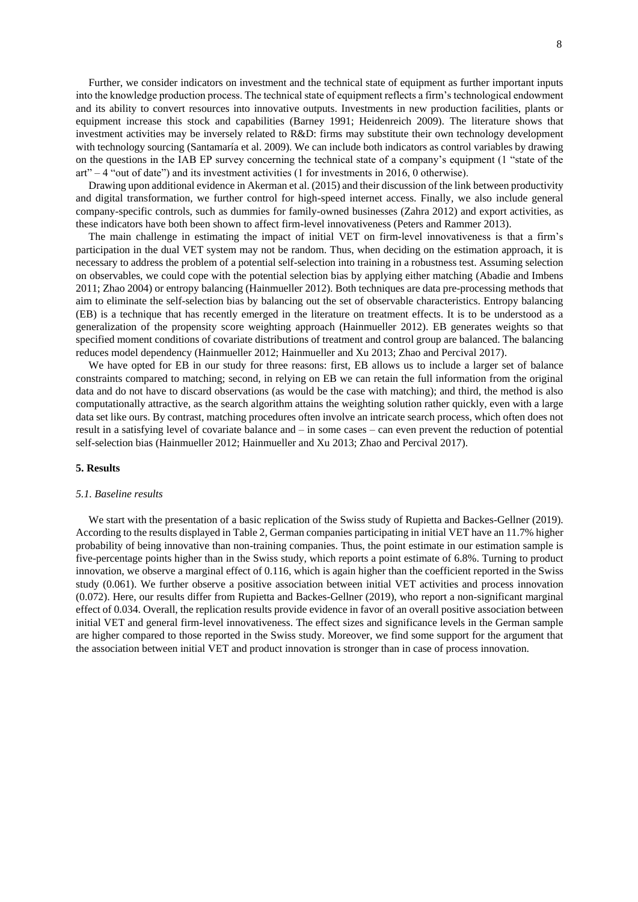Further, we consider indicators on investment and the technical state of equipment as further important inputs into the knowledge production process. The technical state of equipment reflects a firm's technological endowment and its ability to convert resources into innovative outputs. Investments in new production facilities, plants or equipment increase this stock and capabilities (Barney 1991; Heidenreich 2009). The literature shows that investment activities may be inversely related to R&D: firms may substitute their own technology development with technology sourcing (Santamaría et al. 2009). We can include both indicators as control variables by drawing on the questions in the IAB EP survey concerning the technical state of a company's equipment (1 "state of the art" – 4 "out of date") and its investment activities (1 for investments in 2016, 0 otherwise).

Drawing upon additional evidence in Akerman et al. (2015) and their discussion of the link between productivity and digital transformation, we further control for high-speed internet access. Finally, we also include general company-specific controls, such as dummies for family-owned businesses (Zahra 2012) and export activities, as these indicators have both been shown to affect firm-level innovativeness (Peters and Rammer 2013).

The main challenge in estimating the impact of initial VET on firm-level innovativeness is that a firm's participation in the dual VET system may not be random. Thus, when deciding on the estimation approach, it is necessary to address the problem of a potential self-selection into training in a robustness test. Assuming selection on observables, we could cope with the potential selection bias by applying either matching (Abadie and Imbens 2011; Zhao 2004) or entropy balancing (Hainmueller 2012). Both techniques are data pre-processing methods that aim to eliminate the self-selection bias by balancing out the set of observable characteristics. Entropy balancing (EB) is a technique that has recently emerged in the literature on treatment effects. It is to be understood as a generalization of the propensity score weighting approach (Hainmueller 2012). EB generates weights so that specified moment conditions of covariate distributions of treatment and control group are balanced. The balancing reduces model dependency (Hainmueller 2012; Hainmueller and Xu 2013; Zhao and Percival 2017).

We have opted for EB in our study for three reasons: first, EB allows us to include a larger set of balance constraints compared to matching; second, in relying on EB we can retain the full information from the original data and do not have to discard observations (as would be the case with matching); and third, the method is also computationally attractive, as the search algorithm attains the weighting solution rather quickly, even with a large data set like ours. By contrast, matching procedures often involve an intricate search process, which often does not result in a satisfying level of covariate balance and – in some cases – can even prevent the reduction of potential self-selection bias (Hainmueller 2012; Hainmueller and Xu 2013; Zhao and Percival 2017).

## 5. Results

### *5.1. Baseline results*

We start with the presentation of a basic replication of the Swiss study of Rupietta and Backes-Gellner (2019). According to the results displayed in Table 2, German companies participating in initial VET have an 11.7% higher probability of being innovative than non-training companies. Thus, the point estimate in our estimation sample is five-percentage points higher than in the Swiss study, which reports a point estimate of 6.8%. Turning to product innovation, we observe a marginal effect of 0.116, which is again higher than the coefficient reported in the Swiss study (0.061). We further observe a positive association between initial VET activities and process innovation (0.072). Here, our results differ from Rupietta and Backes-Gellner (2019), who report a non-significant marginal effect of 0.034. Overall, the replication results provide evidence in favor of an overall positive association between initial VET and general firm-level innovativeness. The effect sizes and significance levels in the German sample are higher compared to those reported in the Swiss study. Moreover, we find some support for the argument that the association between initial VET and product innovation is stronger than in case of process innovation.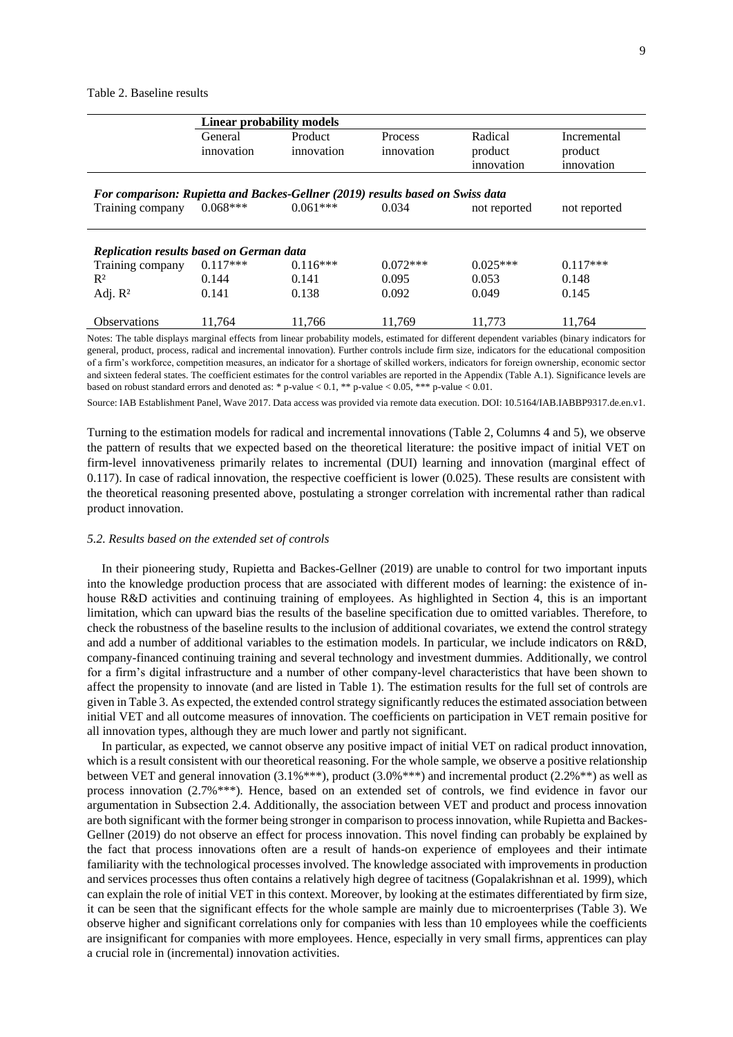Table 2. Baseline results

| | Linear probability models | | | | |
|---|---|---|---|---|---|
| | General innovation | Product innovation | Process innovation | Radical product innovation | Incremental product innovation |
| ***For comparison: Rupietta and Backes-Gellner (2019) results based on Swiss data*** | | | | | |
| Training company | 0.068*** | 0.061*** | 0.034 | not reported | not reported |
| ***Replication results based on German data*** | | | | | |
| Training company | 0.117*** | 0.116*** | 0.072*** | 0.025*** | 0.117*** |
| $R^2$ | 0.144 | 0.141 | 0.095 | 0.053 | 0.148 |
| Adj. $R^2$ | 0.141 | 0.138 | 0.092 | 0.049 | 0.145 |
| Observations | 11,764 | 11,766 | 11,769 | 11,773 | 11,764 |

Notes: The table displays marginal effects from linear probability models, estimated for different dependent variables (binary indicators for general, product, process, radical and incremental innovation). Further controls include firm size, indicators for the educational composition of a firm's workforce, competition measures, an indicator for a shortage of skilled workers, indicators for foreign ownership, economic sector and sixteen federal states. The coefficient estimates for the control variables are reported in the Appendix (Table A.1). Significance levels are based on robust standard errors and denoted as: * p-value < 0.1, ** p-value < 0.05, *** p-value < 0.01.

Source: IAB Establishment Panel, Wave 2017. Data access was provided via remote data execution. DOI: 10.5164/IAB.IABBP9317.de.en.v1.

Turning to the estimation models for radical and incremental innovations (Table 2, Columns 4 and 5), we observe the pattern of results that we expected based on the theoretical literature: the positive impact of initial VET on firm-level innovativeness primarily relates to incremental (DUI) learning and innovation (marginal effect of 0.117). In case of radical innovation, the respective coefficient is lower (0.025). These results are consistent with the theoretical reasoning presented above, postulating a stronger correlation with incremental rather than radical product innovation.

### *5.2. Results based on the extended set of controls*

In their pioneering study, Rupietta and Backes-Gellner (2019) are unable to control for two important inputs into the knowledge production process that are associated with different modes of learning: the existence of in-house R&D activities and continuing training of employees. As highlighted in Section 4, this is an important limitation, which can upward bias the results of the baseline specification due to omitted variables. Therefore, to check the robustness of the baseline results to the inclusion of additional covariates, we extend the control strategy and add a number of additional variables to the estimation models. In particular, we include indicators on R&D, company-financed continuing training and several technology and investment dummies. Additionally, we control for a firm's digital infrastructure and a number of other company-level characteristics that have been shown to affect the propensity to innovate (and are listed in Table 1). The estimation results for the full set of controls are given in Table 3. As expected, the extended control strategy significantly reduces the estimated association between initial VET and all outcome measures of innovation. The coefficients on participation in VET remain positive for all innovation types, although they are much lower and partly not significant.

In particular, as expected, we cannot observe any positive impact of initial VET on radical product innovation, which is a result consistent with our theoretical reasoning. For the whole sample, we observe a positive relationship between VET and general innovation (3.1%***), product (3.0%***) and incremental product (2.2%**) as well as process innovation (2.7%***). Hence, based on an extended set of controls, we find evidence in favor our argumentation in Subsection 2.4. Additionally, the association between VET and product and process innovation are both significant with the former being stronger in comparison to process innovation, while Rupietta and Backes-Gellner (2019) do not observe an effect for process innovation. This novel finding can probably be explained by the fact that process innovations often are a result of hands-on experience of employees and their intimate familiarity with the technological processes involved. The knowledge associated with improvements in production and services processes thus often contains a relatively high degree of tacitness (Gopalakrishnan et al. 1999), which can explain the role of initial VET in this context. Moreover, by looking at the estimates differentiated by firm size, it can be seen that the significant effects for the whole sample are mainly due to microenterprises (Table 3). We observe higher and significant correlations only for companies with less than 10 employees while the coefficients are insignificant for companies with more employees. Hence, especially in very small firms, apprentices can play a crucial role in (incremental) innovation activities.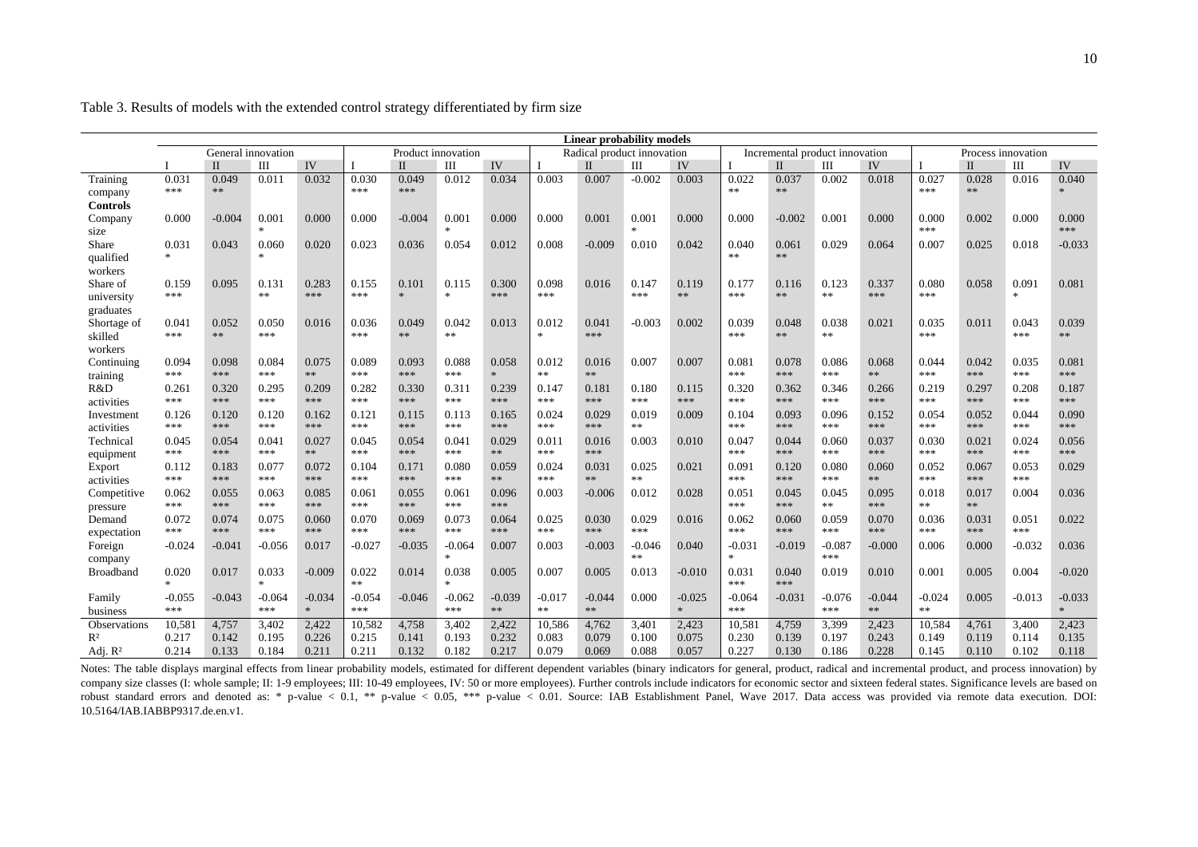Table 3. Results of models with the extended control strategy differentiated by firm size

| | Linear probability models | | | | | | | | | | | | | | | | | | | |
|---|---|---|---|---|---|---|---|---|---|---|---|---|---|---|---|---|---|---|---|---|
| | General innovation | | | | Product innovation | | | | Radical product innovation | | | | Incremental product innovation | | | | Process innovation | | | |
| | I | II | III | IV | I | II | III | IV | I | II | III | IV | I | II | III | IV | I | II | III | IV |
| Training company | 0.031 *** | 0.049 ** | 0.011 | 0.032 | 0.030 *** | 0.049 *** | 0.012 | 0.034 | 0.003 | 0.007 | -0.002 | 0.003 | 0.022 ** | 0.037 ** | 0.002 | 0.018 | 0.027 *** | 0.028 ** | 0.016 | 0.040 * |
| **Controls** | | | | | | | | | | | | | | | | | | | | |
| Company size | 0.000 | -0.004 | 0.001 * | 0.000 | 0.000 | -0.004 | 0.001 * | 0.000 | 0.000 | 0.001 | 0.001 * | 0.000 | 0.000 | -0.002 | 0.001 | 0.000 | 0.000 *** | 0.002 | 0.000 | 0.000 *** |
| Share qualified workers | 0.031 * | 0.043 | 0.060 * | 0.020 | 0.023 | 0.036 | 0.054 | 0.012 | 0.008 | -0.009 | 0.010 | 0.042 | 0.040 ** | 0.061 ** | 0.029 | 0.064 | 0.007 | 0.025 | 0.018 | -0.033 |
| Share of university graduates | 0.159 *** | 0.095 | 0.131 ** | 0.283 *** | 0.155 *** | 0.101 * | 0.115 * | 0.300 *** | 0.098 *** | 0.016 | 0.147 *** | 0.119 ** | 0.177 *** | 0.116 ** | 0.123 ** | 0.337 *** | 0.080 *** | 0.058 | 0.091 * | 0.081 |
| Shortage of skilled workers | 0.041 *** | 0.052 ** | 0.050 *** | 0.016 | 0.036 *** | 0.049 ** | 0.042 ** | 0.013 | 0.012 * | 0.041 *** | -0.003 | 0.002 | 0.039 *** | 0.048 ** | 0.038 ** | 0.021 | 0.035 *** | 0.011 | 0.043 *** | 0.039 ** |
| Continuing training | 0.094 *** | 0.098 *** | 0.084 *** | 0.075 ** | 0.089 *** | 0.093 *** | 0.088 *** | 0.058 * | 0.012 ** | 0.016 ** | 0.007 | 0.007 | 0.081 *** | 0.078 *** | 0.086 *** | 0.068 ** | 0.044 *** | 0.042 *** | 0.035 *** | 0.081 *** |
| R&D activities | 0.261 *** | 0.320 *** | 0.295 *** | 0.209 *** | 0.282 *** | 0.330 *** | 0.311 *** | 0.239 *** | 0.147 *** | 0.181 *** | 0.180 *** | 0.115 *** | 0.320 *** | 0.362 *** | 0.346 *** | 0.266 *** | 0.219 *** | 0.297 *** | 0.208 *** | 0.187 *** |
| Investment activities | 0.126 *** | 0.120 *** | 0.120 *** | 0.162 *** | 0.121 *** | 0.115 *** | 0.113 *** | 0.165 *** | 0.024 *** | 0.029 *** | 0.019 ** | 0.009 | 0.104 *** | 0.093 *** | 0.096 *** | 0.152 *** | 0.054 *** | 0.052 *** | 0.044 *** | 0.090 *** |
| Technical equipment | 0.045 *** | 0.054 *** | 0.041 *** | 0.027 ** | 0.045 *** | 0.054 *** | 0.041 *** | 0.029 ** | 0.011 *** | 0.016 *** | 0.003 | 0.010 | 0.047 *** | 0.044 *** | 0.060 *** | 0.037 *** | 0.030 *** | 0.021 *** | 0.024 *** | 0.056 *** |
| Export activities | 0.112 *** | 0.183 *** | 0.077 *** | 0.072 *** | 0.104 *** | 0.171 *** | 0.080 *** | 0.059 ** | 0.024 *** | 0.031 ** | 0.025 ** | 0.021 | 0.091 *** | 0.120 *** | 0.080 *** | 0.060 ** | 0.052 *** | 0.067 *** | 0.053 *** | 0.029 |
| Competitive pressure | 0.062 *** | 0.055 *** | 0.063 *** | 0.085 *** | 0.061 *** | 0.055 *** | 0.061 *** | 0.096 *** | 0.003 | -0.006 | 0.012 | 0.028 | 0.051 *** | 0.045 *** | 0.045 ** | 0.095 *** | 0.018 ** | 0.017 ** | 0.004 | 0.036 |
| Demand expectation | 0.072 *** | 0.074 *** | 0.075 *** | 0.060 *** | 0.070 *** | 0.069 *** | 0.073 *** | 0.064 *** | 0.025 *** | 0.030 *** | 0.029 *** | 0.016 | 0.062 *** | 0.060 *** | 0.059 *** | 0.070 *** | 0.036 *** | 0.031 *** | 0.051 *** | 0.022 |
| Foreign company | -0.024 | -0.041 | -0.056 | 0.017 | -0.027 | -0.035 | -0.064 * | 0.007 | 0.003 | -0.003 | -0.046 ** | 0.040 | -0.031 * | -0.019 | -0.087 *** | -0.000 | 0.006 | 0.000 | -0.032 | 0.036 |
| Broadband | 0.020 * | 0.017 | 0.033 * | -0.009 | 0.022 ** | 0.014 | 0.038 * | 0.005 | 0.007 | 0.005 | 0.013 | -0.010 | 0.031 *** | 0.040 *** | 0.019 | 0.010 | 0.001 | 0.005 | 0.004 | -0.020 |
| Family business | -0.055 *** | -0.043 | -0.064 *** | -0.034 * | -0.054 *** | -0.046 | -0.062 *** | -0.039 ** | -0.017 ** | -0.044 ** | 0.000 | -0.025 * | -0.064 *** | -0.031 | -0.076 *** | -0.044 ** | -0.024 ** | 0.005 | -0.013 | -0.033 * |
| Observations | 10,581 | 4,757 | 3,402 | 2,422 | 10,582 | 4,758 | 3,402 | 2,422 | 10,586 | 4,762 | 3,401 | 2,423 | 10,581 | 4,759 | 3,399 | 2,423 | 10,584 | 4,761 | 3,400 | 2,423 |
| $R^2$ | 0.217 | 0.142 | 0.195 | 0.226 | 0.215 | 0.141 | 0.193 | 0.232 | 0.083 | 0.079 | 0.100 | 0.075 | 0.230 | 0.139 | 0.197 | 0.243 | 0.149 | 0.119 | 0.114 | 0.135 |
| Adj. $R^2$ | 0.214 | 0.133 | 0.184 | 0.211 | 0.211 | 0.132 | 0.182 | 0.217 | 0.079 | 0.069 | 0.088 | 0.057 | 0.227 | 0.130 | 0.186 | 0.228 | 0.145 | 0.110 | 0.102 | 0.118 |

Notes: The table displays marginal effects from linear probability models, estimated for different dependent variables (binary indicators for general, product, radical and incremental product, and process innovation) by company size classes (I: whole sample; II: 1-9 employees; III: 10-49 employees, IV: 50 or more employees). Further controls include indicators for economic sector and sixteen federal states. Significance levels are based on robust standard errors and denoted as: * p-value < 0.1, ** p-value < 0.05, *** p-value < 0.01. Source: IAB Establishment Panel, Wave 2017. Data access was provided via remote data execution. DOI: 10.5164/IAB.IABBP9317.de.en.v1.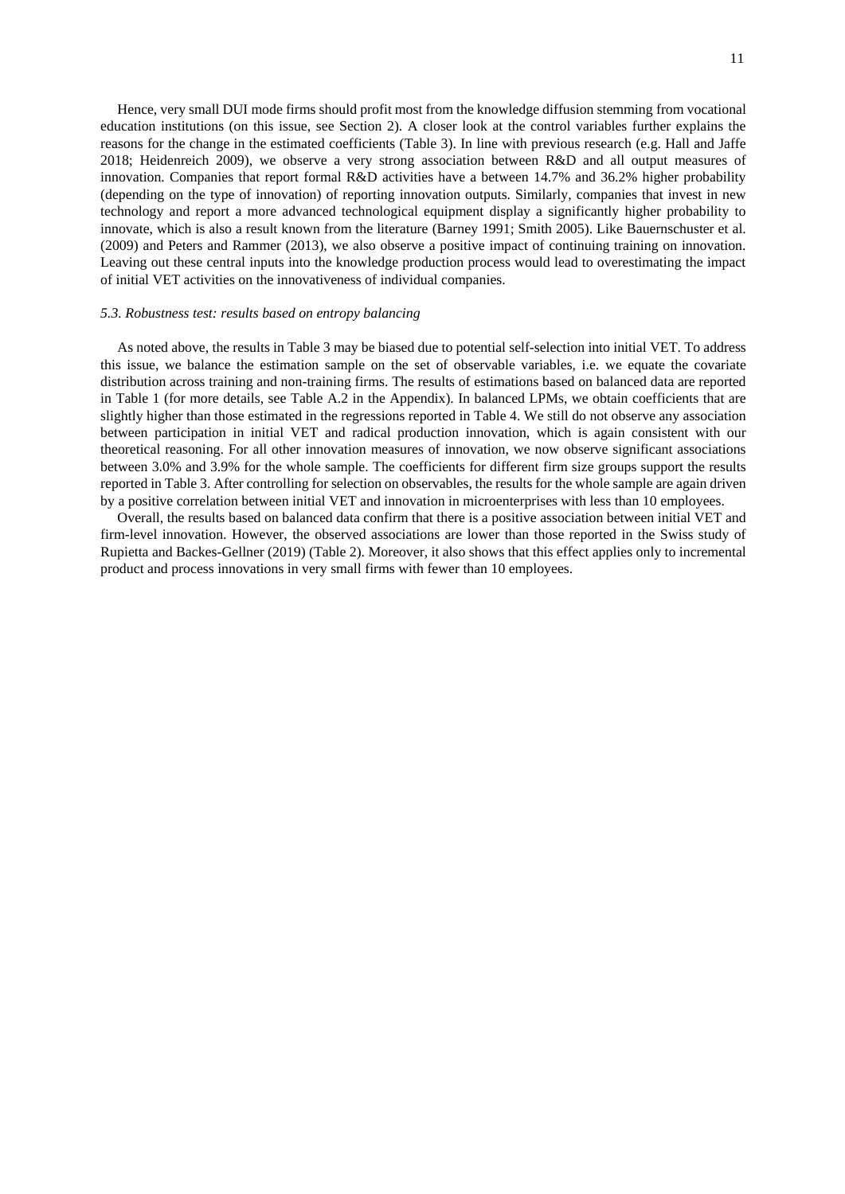Hence, very small DUI mode firms should profit most from the knowledge diffusion stemming from vocational education institutions (on this issue, see Section 2). A closer look at the control variables further explains the reasons for the change in the estimated coefficients (Table 3). In line with previous research (e.g. Hall and Jaffe 2018; Heidenreich 2009), we observe a very strong association between R&D and all output measures of innovation. Companies that report formal R&D activities have a between 14.7% and 36.2% higher probability (depending on the type of innovation) of reporting innovation outputs. Similarly, companies that invest in new technology and report a more advanced technological equipment display a significantly higher probability to innovate, which is also a result known from the literature (Barney 1991; Smith 2005). Like Bauernschuster et al. (2009) and Peters and Rammer (2013), we also observe a positive impact of continuing training on innovation. Leaving out these central inputs into the knowledge production process would lead to overestimating the impact of initial VET activities on the innovativeness of individual companies.

### *5.3. Robustness test: results based on entropy balancing*

As noted above, the results in Table 3 may be biased due to potential self-selection into initial VET. To address this issue, we balance the estimation sample on the set of observable variables, i.e. we equate the covariate distribution across training and non-training firms. The results of estimations based on balanced data are reported in Table 1 (for more details, see Table A.2 in the Appendix). In balanced LPMs, we obtain coefficients that are slightly higher than those estimated in the regressions reported in Table 4. We still do not observe any association between participation in initial VET and radical production innovation, which is again consistent with our theoretical reasoning. For all other innovation measures of innovation, we now observe significant associations between 3.0% and 3.9% for the whole sample. The coefficients for different firm size groups support the results reported in Table 3. After controlling for selection on observables, the results for the whole sample are again driven by a positive correlation between initial VET and innovation in microenterprises with less than 10 employees.

Overall, the results based on balanced data confirm that there is a positive association between initial VET and firm-level innovation. However, the observed associations are lower than those reported in the Swiss study of Rupietta and Backes-Gellner (2019) (Table 2). Moreover, it also shows that this effect applies only to incremental product and process innovations in very small firms with fewer than 10 employees.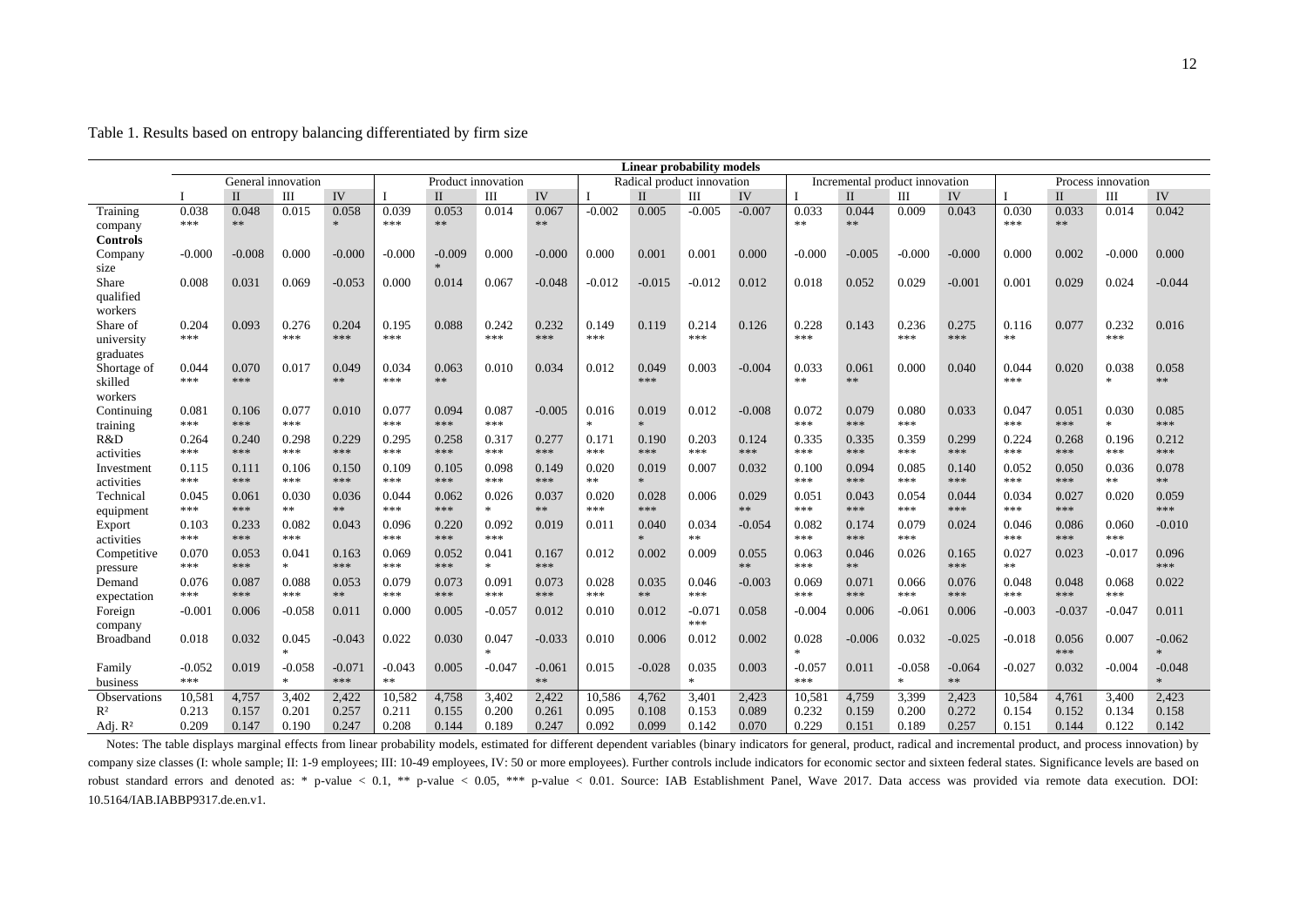Table 1. Results based on entropy balancing differentiated by firm size

| | Linear probability models | | | | | | | | | | | | | | | | | | | |
|---|---|---|---|---|---|---|---|---|---|---|---|---|---|---|---|---|---|---|---|---|
| | General innovation | | | | Product innovation | | | | Radical product innovation | | | | Incremental product innovation | | | | Process innovation | | | |
| | I | II | III | IV | I | II | III | IV | I | II | III | IV | I | II | III | IV | I | II | III | IV |
| Training company | 0.038 *** | 0.048 ** | 0.015 | 0.058 * | 0.039 *** | 0.053 ** | 0.014 | 0.067 ** | -0.002 | 0.005 | -0.005 | -0.007 | 0.033 ** | 0.044 ** | 0.009 | 0.043 | 0.030 *** | 0.033 ** | 0.014 | 0.042 |
| **Controls** | | | | | | | | | | | | | | | | | | | | |
| Company size | -0.000 | -0.008 | 0.000 | -0.000 | -0.000 | -0.009 * | 0.000 | -0.000 | 0.000 | 0.001 | 0.001 | 0.000 | -0.000 | -0.005 | -0.000 | -0.000 | 0.000 | 0.002 | -0.000 | 0.000 |
| Share qualified workers | 0.008 | 0.031 | 0.069 | -0.053 | 0.000 | 0.014 | 0.067 | -0.048 | -0.012 | -0.015 | -0.012 | 0.012 | 0.018 | 0.052 | 0.029 | -0.001 | 0.001 | 0.029 | 0.024 | -0.044 |
| Share of university graduates | 0.204 *** | 0.093 | 0.276 *** | 0.204 *** | 0.195 *** | 0.088 | 0.242 *** | 0.232 *** | 0.149 *** | 0.119 | 0.214 *** | 0.126 | 0.228 *** | 0.143 | 0.236 *** | 0.275 *** | 0.116 ** | 0.077 | 0.232 *** | 0.016 |
| Shortage of skilled workers | 0.044 *** | 0.070 *** | 0.017 | 0.049 ** | 0.034 *** | 0.063 ** | 0.010 | 0.034 | 0.012 | 0.049 *** | 0.003 | -0.004 | 0.033 ** | 0.061 ** | 0.000 | 0.040 | 0.044 *** | 0.020 | 0.038 * | 0.058 ** |
| Continuing training | 0.081 *** | 0.106 *** | 0.077 *** | 0.010 | 0.077 *** | 0.094 *** | 0.087 *** | -0.005 | 0.016 * | 0.019 * | 0.012 | -0.008 | 0.072 *** | 0.079 *** | 0.080 *** | 0.033 | 0.047 *** | 0.051 *** | 0.030 * | 0.085 *** |
| R&D activities | 0.264 *** | 0.240 *** | 0.298 *** | 0.229 *** | 0.295 *** | 0.258 *** | 0.317 *** | 0.277 *** | 0.171 *** | 0.190 *** | 0.203 *** | 0.124 *** | 0.335 *** | 0.335 *** | 0.359 *** | 0.299 *** | 0.224 *** | 0.268 *** | 0.196 *** | 0.212 *** |
| Investment activities | 0.115 *** | 0.111 *** | 0.106 *** | 0.150 *** | 0.109 *** | 0.105 *** | 0.098 *** | 0.149 *** | 0.020 ** | 0.019 * | 0.007 | 0.032 | 0.100 *** | 0.094 *** | 0.085 *** | 0.140 *** | 0.052 *** | 0.050 *** | 0.036 ** | 0.078 ** |
| Technical equipment | 0.045 *** | 0.061 *** | 0.030 ** | 0.036 ** | 0.044 *** | 0.062 *** | 0.026 * | 0.037 ** | 0.020 *** | 0.028 *** | 0.006 | 0.029 ** | 0.051 *** | 0.043 *** | 0.054 *** | 0.044 *** | 0.034 *** | 0.027 *** | 0.020 | 0.059 *** |
| Export activities | 0.103 *** | 0.233 *** | 0.082 *** | 0.043 | 0.096 *** | 0.220 *** | 0.092 *** | 0.019 | 0.011 | 0.040 * | 0.034 ** | -0.054 | 0.082 *** | 0.174 *** | 0.079 *** | 0.024 | 0.046 *** | 0.086 *** | 0.060 *** | -0.010 |
| Competitive pressure | 0.070 *** | 0.053 *** | 0.041 * | 0.163 *** | 0.069 *** | 0.052 *** | 0.041 * | 0.167 *** | 0.012 | 0.002 | 0.009 | 0.055 ** | 0.063 *** | 0.046 ** | 0.026 | 0.165 *** | 0.027 ** | 0.023 | -0.017 | 0.096 *** |
| Demand expectation | 0.076 *** | 0.087 *** | 0.088 *** | 0.053 ** | 0.079 *** | 0.073 *** | 0.091 *** | 0.073 *** | 0.028 *** | 0.035 ** | 0.046 *** | -0.003 | 0.069 *** | 0.071 *** | 0.066 *** | 0.076 *** | 0.048 *** | 0.048 *** | 0.068 *** | 0.022 |
| Foreign company | -0.001 | 0.006 | -0.058 | 0.011 | 0.000 | 0.005 | -0.057 | 0.012 | 0.010 | 0.012 | -0.071 *** | 0.058 | -0.004 | 0.006 | -0.061 | 0.006 | -0.003 | -0.037 | -0.047 | 0.011 |
| Broadband | 0.018 | 0.032 | 0.045 * | -0.043 | 0.022 | 0.030 | 0.047 * | -0.033 | 0.010 | 0.006 | 0.012 | 0.002 | 0.028 * | -0.006 | 0.032 | -0.025 | -0.018 | 0.056 *** | 0.007 | -0.062 * |
| Family business | -0.052 *** | 0.019 | -0.058 * | -0.071 *** | -0.043 ** | 0.005 | -0.047 | -0.061 ** | 0.015 | -0.028 | 0.035 * | 0.003 | -0.057 *** | 0.011 | -0.058 * | -0.064 ** | -0.027 | 0.032 | -0.004 | -0.048 * |
| Observations | 10,581 | 4,757 | 3,402 | 2,422 | 10,582 | 4,758 | 3,402 | 2,422 | 10,586 | 4,762 | 3,401 | 2,423 | 10,581 | 4,759 | 3,399 | 2,423 | 10,584 | 4,761 | 3,400 | 2,423 |
| $R^2$ | 0.213 | 0.157 | 0.201 | 0.257 | 0.211 | 0.155 | 0.200 | 0.261 | 0.095 | 0.108 | 0.153 | 0.089 | 0.232 | 0.159 | 0.200 | 0.272 | 0.154 | 0.152 | 0.134 | 0.158 |
| Adj. $R^2$ | 0.209 | 0.147 | 0.190 | 0.247 | 0.208 | 0.144 | 0.189 | 0.247 | 0.092 | 0.099 | 0.142 | 0.070 | 0.229 | 0.151 | 0.189 | 0.257 | 0.151 | 0.144 | 0.122 | 0.142 |

Notes: The table displays marginal effects from linear probability models, estimated for different dependent variables (binary indicators for general, product, radical and incremental product, and process innovation) by company size classes (I: whole sample; II: 1-9 employees; III: 10-49 employees, IV: 50 or more employees). Further controls include indicators for economic sector and sixteen federal states. Significance levels are based on robust standard errors and denoted as: * p-value < 0.1, ** p-value < 0.05, *** p-value < 0.01. Source: IAB Establishment Panel, Wave 2017. Data access was provided via remote data execution. DOI: 10.5164/IAB.IABBP9317.de.en.v1.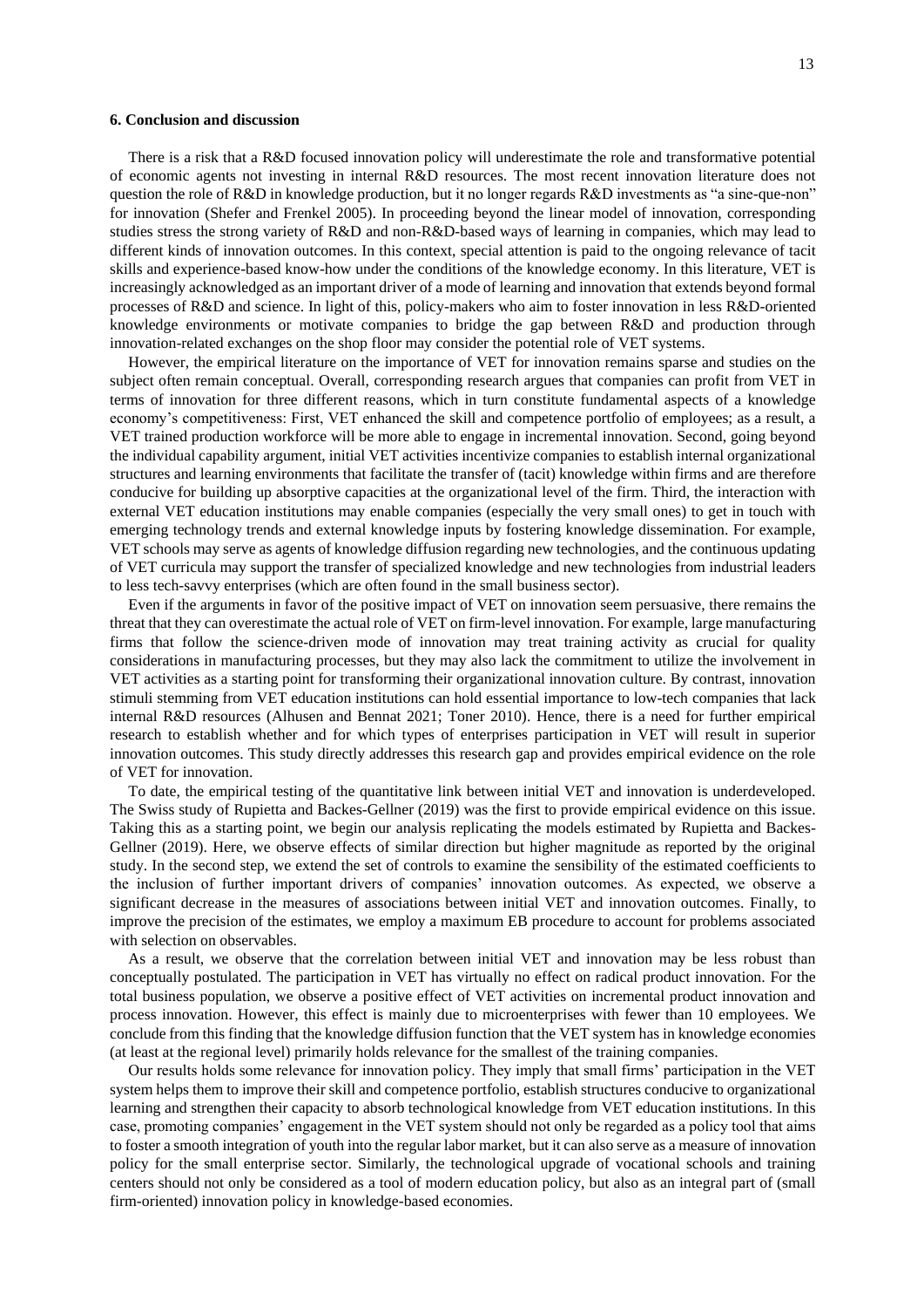### 6. Conclusion and discussion

There is a risk that a R&D focused innovation policy will underestimate the role and transformative potential of economic agents not investing in internal R&D resources. The most recent innovation literature does not question the role of R&D in knowledge production, but it no longer regards R&D investments as "a sine-que-non" for innovation (Shefer and Frenkel 2005). In proceeding beyond the linear model of innovation, corresponding studies stress the strong variety of R&D and non-R&D-based ways of learning in companies, which may lead to different kinds of innovation outcomes. In this context, special attention is paid to the ongoing relevance of tacit skills and experience-based know-how under the conditions of the knowledge economy. In this literature, VET is increasingly acknowledged as an important driver of a mode of learning and innovation that extends beyond formal processes of R&D and science. In light of this, policy-makers who aim to foster innovation in less R&D-oriented knowledge environments or motivate companies to bridge the gap between R&D and production through innovation-related exchanges on the shop floor may consider the potential role of VET systems.

However, the empirical literature on the importance of VET for innovation remains sparse and studies on the subject often remain conceptual. Overall, corresponding research argues that companies can profit from VET in terms of innovation for three different reasons, which in turn constitute fundamental aspects of a knowledge economy's competitiveness: First, VET enhanced the skill and competence portfolio of employees; as a result, a VET trained production workforce will be more able to engage in incremental innovation. Second, going beyond the individual capability argument, initial VET activities incentivize companies to establish internal organizational structures and learning environments that facilitate the transfer of (tacit) knowledge within firms and are therefore conducive for building up absorptive capacities at the organizational level of the firm. Third, the interaction with external VET education institutions may enable companies (especially the very small ones) to get in touch with emerging technology trends and external knowledge inputs by fostering knowledge dissemination. For example, VET schools may serve as agents of knowledge diffusion regarding new technologies, and the continuous updating of VET curricula may support the transfer of specialized knowledge and new technologies from industrial leaders to less tech-savvy enterprises (which are often found in the small business sector).

Even if the arguments in favor of the positive impact of VET on innovation seem persuasive, there remains the threat that they can overestimate the actual role of VET on firm-level innovation. For example, large manufacturing firms that follow the science-driven mode of innovation may treat training activity as crucial for quality considerations in manufacturing processes, but they may also lack the commitment to utilize the involvement in VET activities as a starting point for transforming their organizational innovation culture. By contrast, innovation stimuli stemming from VET education institutions can hold essential importance to low-tech companies that lack internal R&D resources (Alhusen and Bennat 2021; Toner 2010). Hence, there is a need for further empirical research to establish whether and for which types of enterprises participation in VET will result in superior innovation outcomes. This study directly addresses this research gap and provides empirical evidence on the role of VET for innovation.

To date, the empirical testing of the quantitative link between initial VET and innovation is underdeveloped. The Swiss study of Rupietta and Backes-Gellner (2019) was the first to provide empirical evidence on this issue. Taking this as a starting point, we begin our analysis replicating the models estimated by Rupietta and Backes-Gellner (2019). Here, we observe effects of similar direction but higher magnitude as reported by the original study. In the second step, we extend the set of controls to examine the sensibility of the estimated coefficients to the inclusion of further important drivers of companies' innovation outcomes. As expected, we observe a significant decrease in the measures of associations between initial VET and innovation outcomes. Finally, to improve the precision of the estimates, we employ a maximum EB procedure to account for problems associated with selection on observables.

As a result, we observe that the correlation between initial VET and innovation may be less robust than conceptually postulated. The participation in VET has virtually no effect on radical product innovation. For the total business population, we observe a positive effect of VET activities on incremental product innovation and process innovation. However, this effect is mainly due to microenterprises with fewer than 10 employees. We conclude from this finding that the knowledge diffusion function that the VET system has in knowledge economies (at least at the regional level) primarily holds relevance for the smallest of the training companies.

Our results holds some relevance for innovation policy. They imply that small firms' participation in the VET system helps them to improve their skill and competence portfolio, establish structures conducive to organizational learning and strengthen their capacity to absorb technological knowledge from VET education institutions. In this case, promoting companies' engagement in the VET system should not only be regarded as a policy tool that aims to foster a smooth integration of youth into the regular labor market, but it can also serve as a measure of innovation policy for the small enterprise sector. Similarly, the technological upgrade of vocational schools and training centers should not only be considered as a tool of modern education policy, but also as an integral part of (small firm-oriented) innovation policy in knowledge-based economies.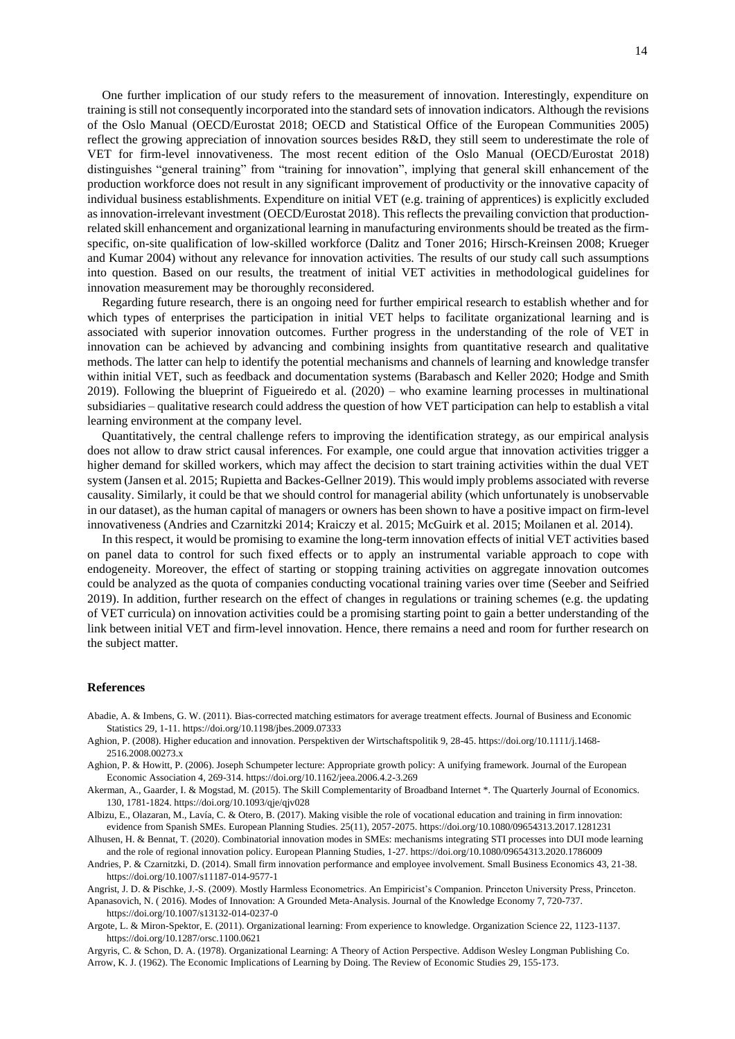One further implication of our study refers to the measurement of innovation. Interestingly, expenditure on training is still not consequently incorporated into the standard sets of innovation indicators. Although the revisions of the Oslo Manual (OECD/Eurostat 2018; OECD and Statistical Office of the European Communities 2005) reflect the growing appreciation of innovation sources besides R&D, they still seem to underestimate the role of VET for firm-level innovativeness. The most recent edition of the Oslo Manual (OECD/Eurostat 2018) distinguishes "general training" from "training for innovation", implying that general skill enhancement of the production workforce does not result in any significant improvement of productivity or the innovative capacity of individual business establishments. Expenditure on initial VET (e.g. training of apprentices) is explicitly excluded as innovation-irrelevant investment (OECD/Eurostat 2018). This reflects the prevailing conviction that production-related skill enhancement and organizational learning in manufacturing environments should be treated as the firm-specific, on-site qualification of low-skilled workforce (Dalitz and Toner 2016; Hirsch-Kreinsen 2008; Krueger and Kumar 2004) without any relevance for innovation activities. The results of our study call such assumptions into question. Based on our results, the treatment of initial VET activities in methodological guidelines for innovation measurement may be thoroughly reconsidered.

Regarding future research, there is an ongoing need for further empirical research to establish whether and for which types of enterprises the participation in initial VET helps to facilitate organizational learning and is associated with superior innovation outcomes. Further progress in the understanding of the role of VET in innovation can be achieved by advancing and combining insights from quantitative research and qualitative methods. The latter can help to identify the potential mechanisms and channels of learning and knowledge transfer within initial VET, such as feedback and documentation systems (Barabasch and Keller 2020; Hodge and Smith 2019). Following the blueprint of Figueiredo et al. (2020) – who examine learning processes in multinational subsidiaries – qualitative research could address the question of how VET participation can help to establish a vital learning environment at the company level.

Quantitatively, the central challenge refers to improving the identification strategy, as our empirical analysis does not allow to draw strict causal inferences. For example, one could argue that innovation activities trigger a higher demand for skilled workers, which may affect the decision to start training activities within the dual VET system (Jansen et al. 2015; Rupietta and Backes-Gellner 2019). This would imply problems associated with reverse causality. Similarly, it could be that we should control for managerial ability (which unfortunately is unobservable in our dataset), as the human capital of managers or owners has been shown to have a positive impact on firm-level innovativeness (Andries and Czarnitzki 2014; Kraiczy et al. 2015; McGuirk et al. 2015; Moilanen et al. 2014).

In this respect, it would be promising to examine the long-term innovation effects of initial VET activities based on panel data to control for such fixed effects or to apply an instrumental variable approach to cope with endogeneity. Moreover, the effect of starting or stopping training activities on aggregate innovation outcomes could be analyzed as the quota of companies conducting vocational training varies over time (Seeber and Seifried 2019). In addition, further research on the effect of changes in regulations or training schemes (e.g. the updating of VET curricula) on innovation activities could be a promising starting point to gain a better understanding of the link between initial VET and firm-level innovation. Hence, there remains a need and room for further research on the subject matter.

## References

Abadie, A. & Imbens, G. W. (2011). Bias-corrected matching estimators for average treatment effects. Journal of Business and Economic Statistics 29, 1-11. https://doi.org/10.1198/jbes.2009.07333

Aghion, P. (2008). Higher education and innovation. Perspektiven der Wirtschaftspolitik 9, 28-45. https://doi.org/10.1111/j.1468-2516.2008.00273.x

Aghion, P. & Howitt, P. (2006). Joseph Schumpeter lecture: Appropriate growth policy: A unifying framework. Journal of the European Economic Association 4, 269-314. https://doi.org/10.1162/jeea.2006.4.2-3.269

Akerman, A., Gaarder, I. & Mogstad, M. (2015). The Skill Complementarity of Broadband Internet *. The Quarterly Journal of Economics. 130, 1781-1824. https://doi.org/10.1093/qje/qjv028

Albizu, E., Olazaran, M., Lavía, C. & Otero, B. (2017). Making visible the role of vocational education and training in firm innovation: evidence from Spanish SMEs. European Planning Studies. 25(11), 2057-2075. https://doi.org/10.1080/09654313.2017.1281231

Alhusen, H. & Bennat, T. (2020). Combinatorial innovation modes in SMEs: mechanisms integrating STI processes into DUI mode learning and the role of regional innovation policy. European Planning Studies, 1-27. https://doi.org/10.1080/09654313.2020.1786009

Andries, P. & Czarnitzki, D. (2014). Small firm innovation performance and employee involvement. Small Business Economics 43, 21-38. https://doi.org/10.1007/s11187-014-9577-1

Angrist, J. D. & Pischke, J.-S. (2009). Mostly Harmless Econometrics. An Empiricist's Companion. Princeton University Press, Princeton.

Apanasovich, N. ( 2016). Modes of Innovation: A Grounded Meta-Analysis. Journal of the Knowledge Economy 7, 720-737. https://doi.org/10.1007/s13132-014-0237-0

Argote, L. & Miron-Spektor, E. (2011). Organizational learning: From experience to knowledge. Organization Science 22, 1123-1137. https://doi.org/10.1287/orsc.1100.0621

Argyris, C. & Schon, D. A. (1978). Organizational Learning: A Theory of Action Perspective. Addison Wesley Longman Publishing Co.

Arrow, K. J. (1962). The Economic Implications of Learning by Doing. The Review of Economic Studies 29, 155-173.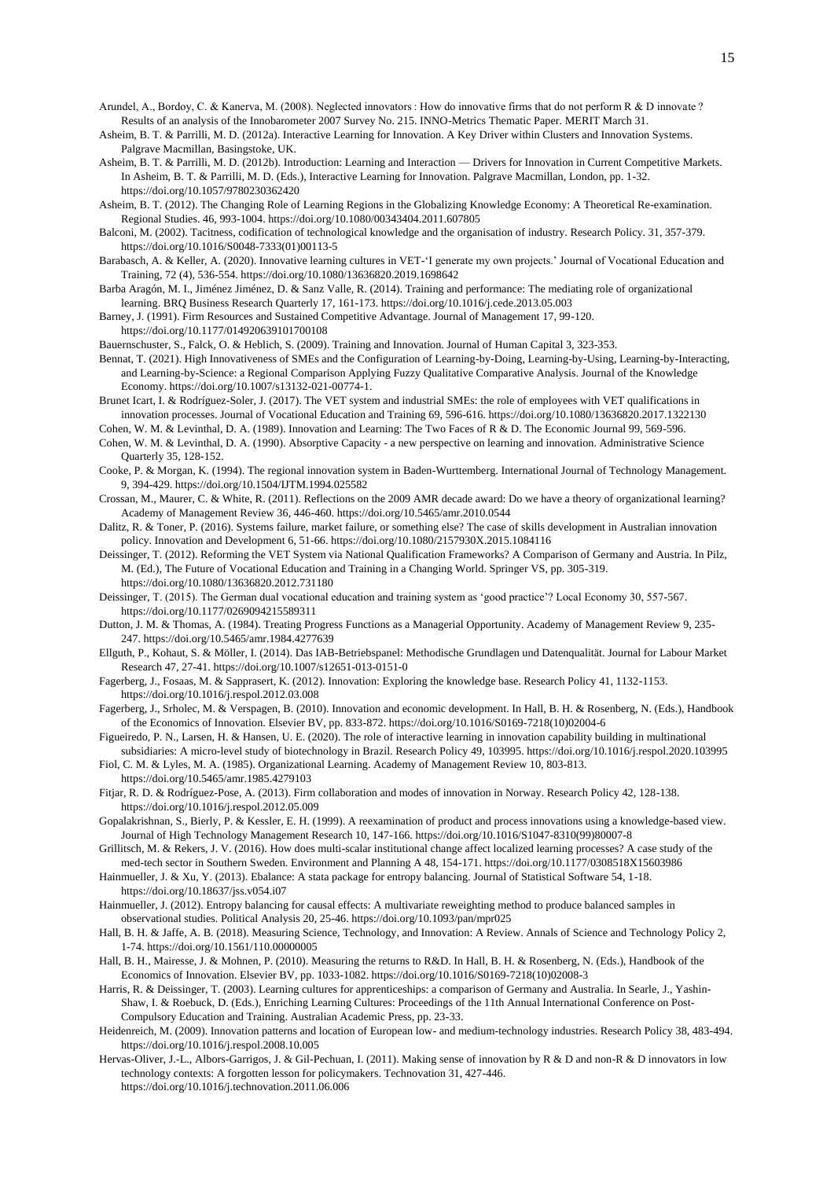Arundel, A., Bordoy, C. & Kanerva, M. (2008). Neglected innovators : How do innovative firms that do not perform R & D innovate ? Results of an analysis of the Innobarometer 2007 Survey No. 215. INNO-Metrics Thematic Paper. MERIT March 31.

Asheim, B. T. & Parrilli, M. D. (2012a). Interactive Learning for Innovation. A Key Driver within Clusters and Innovation Systems. Palgrave Macmillan, Basingstoke, UK.

Asheim, B. T. & Parrilli, M. D. (2012b). Introduction: Learning and Interaction — Drivers for Innovation in Current Competitive Markets. In Asheim, B. T. & Parrilli, M. D. (Eds.), Interactive Learning for Innovation. Palgrave Macmillan, London, pp. 1-32. https://doi.org/10.1057/9780230362420

Asheim, B. T. (2012). The Changing Role of Learning Regions in the Globalizing Knowledge Economy: A Theoretical Re-examination. Regional Studies. 46, 993-1004. https://doi.org/10.1080/00343404.2011.607805

Balconi, M. (2002). Tacitness, codification of technological knowledge and the organisation of industry. Research Policy. 31, 357-379. https://doi.org/10.1016/S0048-7333(01)00113-5

Barabasch, A. & Keller, A. (2020). Innovative learning cultures in VET-'I generate my own projects.' Journal of Vocational Education and Training, 72 (4), 536-554. https://doi.org/10.1080/13636820.2019.1698642

Barba Aragón, M. I., Jiménez Jiménez, D. & Sanz Valle, R. (2014). Training and performance: The mediating role of organizational learning. BRQ Business Research Quarterly 17, 161-173. https://doi.org/10.1016/j.cede.2013.05.003

Barney, J. (1991). Firm Resources and Sustained Competitive Advantage. Journal of Management 17, 99-120. https://doi.org/10.1177/014920639101700108

Bauernschuster, S., Falck, O. & Heblich, S. (2009). Training and Innovation. Journal of Human Capital 3, 323-353.

Bennat, T. (2021). High Innovativeness of SMEs and the Configuration of Learning-by-Doing, Learning-by-Using, Learning-by-Interacting, and Learning-by-Science: a Regional Comparison Applying Fuzzy Qualitative Comparative Analysis. Journal of the Knowledge Economy. https://doi.org/10.1007/s13132-021-00774-1.

Brunet Icart, I. & Rodríguez-Soler, J. (2017). The VET system and industrial SMEs: the role of employees with VET qualifications in innovation processes. Journal of Vocational Education and Training 69, 596-616. https://doi.org/10.1080/13636820.2017.1322130

Cohen, W. M. & Levinthal, D. A. (1989). Innovation and Learning: The Two Faces of R & D. The Economic Journal 99, 569-596.

Cohen, W. M. & Levinthal, D. A. (1990). Absorptive Capacity - a new perspective on learning and innovation. Administrative Science Quarterly 35, 128-152.

Cooke, P. & Morgan, K. (1994). The regional innovation system in Baden-Wurttemberg. International Journal of Technology Management. 9, 394-429. https://doi.org/10.1504/IJTM.1994.025582

Crossan, M., Maurer, C. & White, R. (2011). Reflections on the 2009 AMR decade award: Do we have a theory of organizational learning? Academy of Management Review 36, 446-460. https://doi.org/10.5465/amr.2010.0544

Dalitz, R. & Toner, P. (2016). Systems failure, market failure, or something else? The case of skills development in Australian innovation policy. Innovation and Development 6, 51-66. https://doi.org/10.1080/2157930X.2015.1084116

Deissinger, T. (2012). Reforming the VET System via National Qualification Frameworks? A Comparison of Germany and Austria. In Pilz, M. (Ed.), The Future of Vocational Education and Training in a Changing World. Springer VS, pp. 305-319. https://doi.org/10.1080/13636820.2012.731180

Deissinger, T. (2015). The German dual vocational education and training system as 'good practice'? Local Economy 30, 557-567. https://doi.org/10.1177/0269094215589311

Dutton, J. M. & Thomas, A. (1984). Treating Progress Functions as a Managerial Opportunity. Academy of Management Review 9, 235-247. https://doi.org/10.5465/amr.1984.4277639

Ellguth, P., Kohaut, S. & Möller, I. (2014). Das IAB-Betriebspanel: Methodische Grundlagen und Datenqualität. Journal for Labour Market Research 47, 27-41. https://doi.org/10.1007/s12651-013-0151-0

Fagerberg, J., Fosaas, M. & Sapprasert, K. (2012). Innovation: Exploring the knowledge base. Research Policy 41, 1132-1153. https://doi.org/10.1016/j.respol.2012.03.008

Fagerberg, J., Srholec, M. & Verspagen, B. (2010). Innovation and economic development. In Hall, B. H. & Rosenberg, N. (Eds.), Handbook of the Economics of Innovation. Elsevier BV, pp. 833-872. https://doi.org/10.1016/S0169-7218(10)02004-6

Figueiredo, P. N., Larsen, H. & Hansen, U. E. (2020). The role of interactive learning in innovation capability building in multinational subsidiaries: A micro-level study of biotechnology in Brazil. Research Policy 49, 103995. https://doi.org/10.1016/j.respol.2020.103995

Fiol, C. M. & Lyles, M. A. (1985). Organizational Learning. Academy of Management Review 10, 803-813. https://doi.org/10.5465/amr.1985.4279103

Fitjar, R. D. & Rodríguez-Pose, A. (2013). Firm collaboration and modes of innovation in Norway. Research Policy 42, 128-138. https://doi.org/10.1016/j.respol.2012.05.009

Gopalakrishnan, S., Bierly, P. & Kessler, E. H. (1999). A reexamination of product and process innovations using a knowledge-based view. Journal of High Technology Management Research 10, 147-166. https://doi.org/10.1016/S1047-8310(99)80007-8

Grillitsch, M. & Rekers, J. V. (2016). How does multi-scalar institutional change affect localized learning processes? A case study of the med-tech sector in Southern Sweden. Environment and Planning A 48, 154-171. https://doi.org/10.1177/0308518X15603986

Hainmueller, J. & Xu, Y. (2013). Ebalance: A stata package for entropy balancing. Journal of Statistical Software 54, 1-18. https://doi.org/10.18637/jss.v054.i07

Hainmueller, J. (2012). Entropy balancing for causal effects: A multivariate reweighting method to produce balanced samples in observational studies. Political Analysis 20, 25-46. https://doi.org/10.1093/pan/mpr025

Hall, B. H. & Jaffe, A. B. (2018). Measuring Science, Technology, and Innovation: A Review. Annals of Science and Technology Policy 2, 1-74. https://doi.org/10.1561/110.00000005

Hall, B. H., Mairesse, J. & Mohnen, P. (2010). Measuring the returns to R&D. In Hall, B. H. & Rosenberg, N. (Eds.), Handbook of the Economics of Innovation. Elsevier BV, pp. 1033-1082. https://doi.org/10.1016/S0169-7218(10)02008-3

Harris, R. & Deissinger, T. (2003). Learning cultures for apprenticeships: a comparison of Germany and Australia. In Searle, J., Yashin-Shaw, I. & Roebuck, D. (Eds.), Enriching Learning Cultures: Proceedings of the 11th Annual International Conference on Post-Compulsory Education and Training. Australian Academic Press, pp. 23-33.

Heidenreich, M. (2009). Innovation patterns and location of European low- and medium-technology industries. Research Policy 38, 483-494. https://doi.org/10.1016/j.respol.2008.10.005

Hervas-Oliver, J.-L., Albors-Garrigos, J. & Gil-Pechuan, I. (2011). Making sense of innovation by R & D and non-R & D innovators in low technology contexts: A forgotten lesson for policymakers. Technovation 31, 427-446. https://doi.org/10.1016/j.technovation.2011.06.006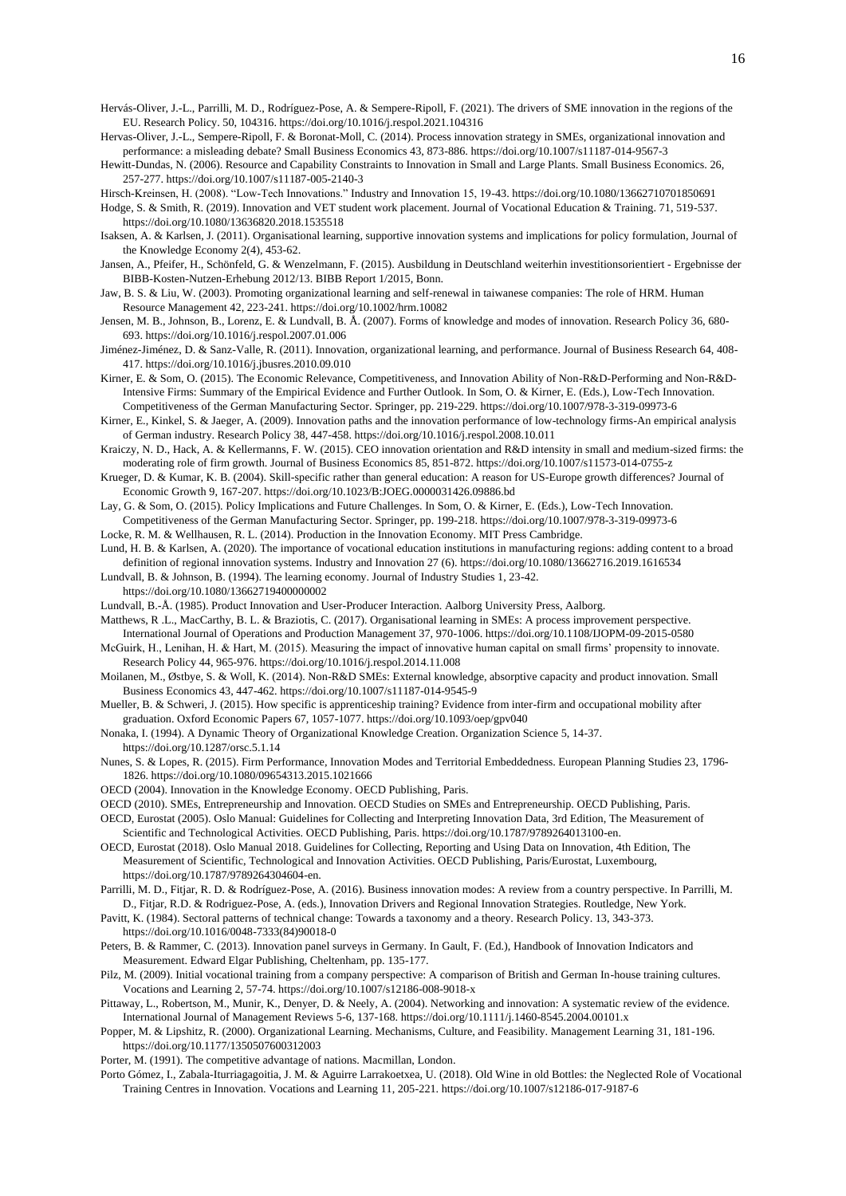Hervás-Oliver, J.-L., Parrilli, M. D., Rodríguez-Pose, A. & Sempere-Ripoll, F. (2021). The drivers of SME innovation in the regions of the EU. Research Policy. 50, 104316. https://doi.org/10.1016/j.respol.2021.104316

Hervas-Oliver, J.-L., Sempere-Ripoll, F. & Boronat-Moll, C. (2014). Process innovation strategy in SMEs, organizational innovation and performance: a misleading debate? Small Business Economics 43, 873-886. https://doi.org/10.1007/s11187-014-9567-3

Hewitt-Dundas, N. (2006). Resource and Capability Constraints to Innovation in Small and Large Plants. Small Business Economics. 26, 257-277. https://doi.org/10.1007/s11187-005-2140-3

Hirsch-Kreinsen, H. (2008). "Low-Tech Innovations." Industry and Innovation 15, 19-43. https://doi.org/10.1080/13662710701850691

Hodge, S. & Smith, R. (2019). Innovation and VET student work placement. Journal of Vocational Education & Training. 71, 519-537. https://doi.org/10.1080/13636820.2018.1535518

Isaksen, A. & Karlsen, J. (2011). Organisational learning, supportive innovation systems and implications for policy formulation, Journal of the Knowledge Economy 2(4), 453-62.

Jansen, A., Pfeifer, H., Schönfeld, G. & Wenzelmann, F. (2015). Ausbildung in Deutschland weiterhin investitionsorientiert - Ergebnisse der BIBB-Kosten-Nutzen-Erhebung 2012/13. BIBB Report 1/2015, Bonn.

Jaw, B. S. & Liu, W. (2003). Promoting organizational learning and self-renewal in taiwanese companies: The role of HRM. Human Resource Management 42, 223-241. https://doi.org/10.1002/hrm.10082

Jensen, M. B., Johnson, B., Lorenz, E. & Lundvall, B. Å. (2007). Forms of knowledge and modes of innovation. Research Policy 36, 680-693. https://doi.org/10.1016/j.respol.2007.01.006

Jiménez-Jiménez, D. & Sanz-Valle, R. (2011). Innovation, organizational learning, and performance. Journal of Business Research 64, 408-417. https://doi.org/10.1016/j.jbusres.2010.09.010

Kirner, E. & Som, O. (2015). The Economic Relevance, Competitiveness, and Innovation Ability of Non-R&D-Performing and Non-R&D-Intensive Firms: Summary of the Empirical Evidence and Further Outlook. In Som, O. & Kirner, E. (Eds.), Low-Tech Innovation. Competitiveness of the German Manufacturing Sector. Springer, pp. 219-229. https://doi.org/10.1007/978-3-319-09973-6

Kirner, E., Kinkel, S. & Jaeger, A. (2009). Innovation paths and the innovation performance of low-technology firms-An empirical analysis of German industry. Research Policy 38, 447-458. https://doi.org/10.1016/j.respol.2008.10.011

Kraiczy, N. D., Hack, A. & Kellermanns, F. W. (2015). CEO innovation orientation and R&D intensity in small and medium-sized firms: the moderating role of firm growth. Journal of Business Economics 85, 851-872. https://doi.org/10.1007/s11573-014-0755-z

Krueger, D. & Kumar, K. B. (2004). Skill-specific rather than general education: A reason for US-Europe growth differences? Journal of Economic Growth 9, 167-207. https://doi.org/10.1023/B:JOEG.0000031426.09886.bd

Lay, G. & Som, O. (2015). Policy Implications and Future Challenges. In Som, O. & Kirner, E. (Eds.), Low-Tech Innovation. Competitiveness of the German Manufacturing Sector. Springer, pp. 199-218. https://doi.org/10.1007/978-3-319-09973-6

Locke, R. M. & Wellhausen, R. L. (2014). Production in the Innovation Economy. MIT Press Cambridge.

Lund, H. B. & Karlsen, A. (2020). The importance of vocational education institutions in manufacturing regions: adding content to a broad definition of regional innovation systems. Industry and Innovation 27 (6). https://doi.org/10.1080/13662716.2019.1616534

Lundvall, B. & Johnson, B. (1994). The learning economy. Journal of Industry Studies 1, 23-42. https://doi.org/10.1080/13662719400000002

Lundvall, B.-Å. (1985). Product Innovation and User-Producer Interaction. Aalborg University Press, Aalborg.

Matthews, R .L., MacCarthy, B. L. & Braziotis, C. (2017). Organisational learning in SMEs: A process improvement perspective. International Journal of Operations and Production Management 37, 970-1006. https://doi.org/10.1108/IJOPM-09-2015-0580

McGuirk, H., Lenihan, H. & Hart, M. (2015). Measuring the impact of innovative human capital on small firms' propensity to innovate. Research Policy 44, 965-976. https://doi.org/10.1016/j.respol.2014.11.008

Moilanen, M., Østbye, S. & Woll, K. (2014). Non-R&D SMEs: External knowledge, absorptive capacity and product innovation. Small Business Economics 43, 447-462. https://doi.org/10.1007/s11187-014-9545-9

Mueller, B. & Schweri, J. (2015). How specific is apprenticeship training? Evidence from inter-firm and occupational mobility after graduation. Oxford Economic Papers 67, 1057-1077. https://doi.org/10.1093/oep/gpv040

Nonaka, I. (1994). A Dynamic Theory of Organizational Knowledge Creation. Organization Science 5, 14-37. https://doi.org/10.1287/orsc.5.1.14

Nunes, S. & Lopes, R. (2015). Firm Performance, Innovation Modes and Territorial Embeddedness. European Planning Studies 23, 1796-1826. https://doi.org/10.1080/09654313.2015.1021666

OECD (2004). Innovation in the Knowledge Economy. OECD Publishing, Paris.

OECD (2010). SMEs, Entrepreneurship and Innovation. OECD Studies on SMEs and Entrepreneurship. OECD Publishing, Paris.

OECD, Eurostat (2005). Oslo Manual: Guidelines for Collecting and Interpreting Innovation Data, 3rd Edition, The Measurement of Scientific and Technological Activities. OECD Publishing, Paris. https://doi.org/10.1787/9789264013100-en.

OECD, Eurostat (2018). Oslo Manual 2018. Guidelines for Collecting, Reporting and Using Data on Innovation, 4th Edition, The Measurement of Scientific, Technological and Innovation Activities. OECD Publishing, Paris/Eurostat, Luxembourg, https://doi.org/10.1787/9789264304604-en.

Parrilli, M. D., Fitjar, R. D. & Rodríguez-Pose, A. (2016). Business innovation modes: A review from a country perspective. In Parrilli, M. D., Fitjar, R.D. & Rodriguez-Pose, A. (eds.), Innovation Drivers and Regional Innovation Strategies. Routledge, New York.

Pavitt, K. (1984). Sectoral patterns of technical change: Towards a taxonomy and a theory. Research Policy. 13, 343-373. https://doi.org/10.1016/0048-7333(84)90018-0

Peters, B. & Rammer, C. (2013). Innovation panel surveys in Germany. In Gault, F. (Ed.), Handbook of Innovation Indicators and Measurement. Edward Elgar Publishing, Cheltenham, pp. 135-177.

Pilz, M. (2009). Initial vocational training from a company perspective: A comparison of British and German In-house training cultures. Vocations and Learning 2, 57-74. https://doi.org/10.1007/s12186-008-9018-x

Pittaway, L., Robertson, M., Munir, K., Denyer, D. & Neely, A. (2004). Networking and innovation: A systematic review of the evidence. International Journal of Management Reviews 5-6, 137-168. https://doi.org/10.1111/j.1460-8545.2004.00101.x

Popper, M. & Lipshitz, R. (2000). Organizational Learning. Mechanisms, Culture, and Feasibility. Management Learning 31, 181-196. https://doi.org/10.1177/1350507600312003

Porter, M. (1991). The competitive advantage of nations. Macmillan, London.

Porto Gómez, I., Zabala-Iturriagagoitia, J. M. & Aguirre Larrakoetxea, U. (2018). Old Wine in old Bottles: the Neglected Role of Vocational Training Centres in Innovation. Vocations and Learning 11, 205-221. https://doi.org/10.1007/s12186-017-9187-6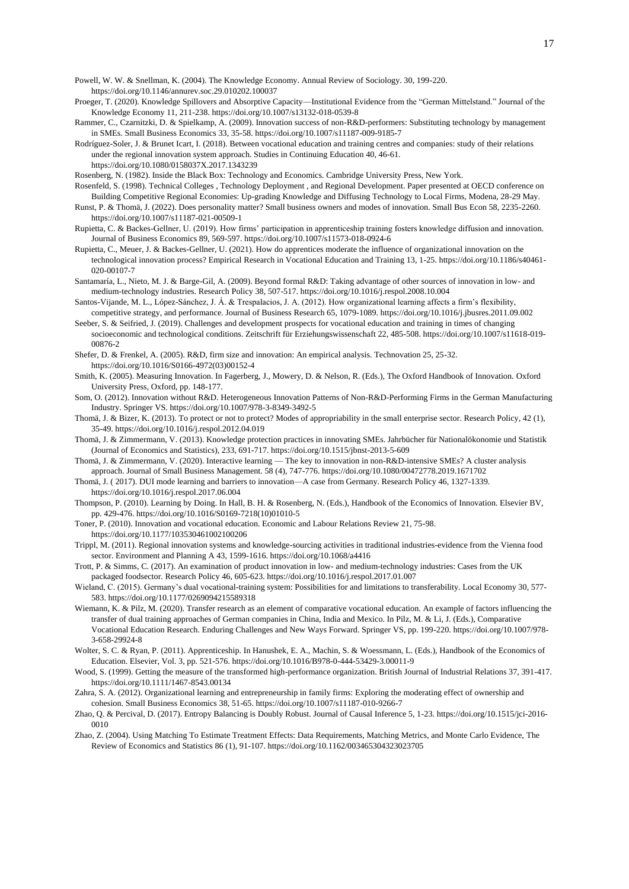Powell, W. W. & Snellman, K. (2004). The Knowledge Economy. Annual Review of Sociology. 30, 199-220. https://doi.org/10.1146/annurev.soc.29.010202.100037

Proeger, T. (2020). Knowledge Spillovers and Absorptive Capacity—Institutional Evidence from the "German Mittelstand." Journal of the Knowledge Economy 11, 211-238. https://doi.org/10.1007/s13132-018-0539-8

Rammer, C., Czarnitzki, D. & Spielkamp, A. (2009). Innovation success of non-R&D-performers: Substituting technology by management in SMEs. Small Business Economics 33, 35-58. https://doi.org/10.1007/s11187-009-9185-7

Rodríguez-Soler, J. & Brunet Icart, I. (2018). Between vocational education and training centres and companies: study of their relations under the regional innovation system approach. Studies in Continuing Education 40, 46-61. https://doi.org/10.1080/0158037X.2017.1343239

Rosenberg, N. (1982). Inside the Black Box: Technology and Economics. Cambridge University Press, New York.

Rosenfeld, S. (1998). Technical Colleges , Technology Deployment , and Regional Development. Paper presented at OECD conference on Building Competitive Regional Economies: Up-grading Knowledge and Diffusing Technology to Local Firms, Modena, 28-29 May.

Runst, P. & Thomä, J. (2022). Does personality matter? Small business owners and modes of innovation. Small Bus Econ 58, 2235-2260. https://doi.org/10.1007/s11187-021-00509-1

Rupietta, C. & Backes-Gellner, U. (2019). How firms' participation in apprenticeship training fosters knowledge diffusion and innovation. Journal of Business Economics 89, 569-597. https://doi.org/10.1007/s11573-018-0924-6

Rupietta, C., Meuer, J. & Backes-Gellner, U. (2021). How do apprentices moderate the influence of organizational innovation on the technological innovation process? Empirical Research in Vocational Education and Training 13, 1-25. https://doi.org/10.1186/s40461-020-00107-7

Santamaría, L., Nieto, M. J. & Barge-Gil, A. (2009). Beyond formal R&D: Taking advantage of other sources of innovation in low- and medium-technology industries. Research Policy 38, 507-517. https://doi.org/10.1016/j.respol.2008.10.004

Santos-Vijande, M. L., López-Sánchez, J. Á. & Trespalacios, J. A. (2012). How organizational learning affects a firm's flexibility, competitive strategy, and performance. Journal of Business Research 65, 1079-1089. https://doi.org/10.1016/j.jbusres.2011.09.002

Seeber, S. & Seifried, J. (2019). Challenges and development prospects for vocational education and training in times of changing socioeconomic and technological conditions. Zeitschrift für Erziehungswissenschaft 22, 485-508. https://doi.org/10.1007/s11618-019-00876-2

Shefer, D. & Frenkel, A. (2005). R&D, firm size and innovation: An empirical analysis. Technovation 25, 25-32. https://doi.org/10.1016/S0166-4972(03)00152-4

Smith, K. (2005). Measuring Innovation. In Fagerberg, J., Mowery, D. & Nelson, R. (Eds.), The Oxford Handbook of Innovation. Oxford University Press, Oxford, pp. 148-177.

Som, O. (2012). Innovation without R&D. Heterogeneous Innovation Patterns of Non-R&D-Performing Firms in the German Manufacturing Industry. Springer VS. https://doi.org/10.1007/978-3-8349-3492-5

Thomä, J. & Bizer, K. (2013). To protect or not to protect? Modes of appropriability in the small enterprise sector. Research Policy, 42 (1), 35-49. https://doi.org/10.1016/j.respol.2012.04.019

Thomä, J. & Zimmermann, V. (2013). Knowledge protection practices in innovating SMEs. Jahrbücher für Nationalökonomie und Statistik (Journal of Economics and Statistics), 233, 691-717. https://doi.org/10.1515/jbnst-2013-5-609

Thomä, J. & Zimmermann, V. (2020). Interactive learning — The key to innovation in non-R&D-intensive SMEs? A cluster analysis approach. Journal of Small Business Management. 58 (4), 747-776. https://doi.org/10.1080/00472778.2019.1671702

Thomä, J. ( 2017). DUI mode learning and barriers to innovation—A case from Germany. Research Policy 46, 1327-1339. https://doi.org/10.1016/j.respol.2017.06.004

Thompson, P. (2010). Learning by Doing. In Hall, B. H. & Rosenberg, N. (Eds.), Handbook of the Economics of Innovation. Elsevier BV, pp. 429-476. https://doi.org/10.1016/S0169-7218(10)01010-5

Toner, P. (2010). Innovation and vocational education. Economic and Labour Relations Review 21, 75-98. https://doi.org/10.1177/103530461002100206

Trippl, M. (2011). Regional innovation systems and knowledge-sourcing activities in traditional industries-evidence from the Vienna food sector. Environment and Planning A 43, 1599-1616. https://doi.org/10.1068/a4416

Trott, P. & Simms, C. (2017). An examination of product innovation in low- and medium-technology industries: Cases from the UK packaged foodsector. Research Policy 46, 605-623. https://doi.org/10.1016/j.respol.2017.01.007

Wieland, C. (2015). Germany's dual vocational-training system: Possibilities for and limitations to transferability. Local Economy 30, 577-583. https://doi.org/10.1177/0269094215589318

Wiemann, K. & Pilz, M. (2020). Transfer research as an element of comparative vocational education. An example of factors influencing the transfer of dual training approaches of German companies in China, India and Mexico. In Pilz, M. & Li, J. (Eds.), Comparative Vocational Education Research. Enduring Challenges and New Ways Forward. Springer VS, pp. 199-220. https://doi.org/10.1007/978-3-658-29924-8

Wolter, S. C. & Ryan, P. (2011). Apprenticeship. In Hanushek, E. A., Machin, S. & Woessmann, L. (Eds.), Handbook of the Economics of Education. Elsevier, Vol. 3, pp. 521-576. https://doi.org/10.1016/B978-0-444-53429-3.00011-9

Wood, S. (1999). Getting the measure of the transformed high-performance organization. British Journal of Industrial Relations 37, 391-417. https://doi.org/10.1111/1467-8543.00134

Zahra, S. A. (2012). Organizational learning and entrepreneurship in family firms: Exploring the moderating effect of ownership and cohesion. Small Business Economics 38, 51-65. https://doi.org/10.1007/s11187-010-9266-7

Zhao, Q. & Percival, D. (2017). Entropy Balancing is Doubly Robust. Journal of Causal Inference 5, 1-23. https://doi.org/10.1515/jci-2016-0010

Zhao, Z. (2004). Using Matching To Estimate Treatment Effects: Data Requirements, Matching Metrics, and Monte Carlo Evidence, The Review of Economics and Statistics 86 (1), 91-107. https://doi.org/10.1162/003465304323023705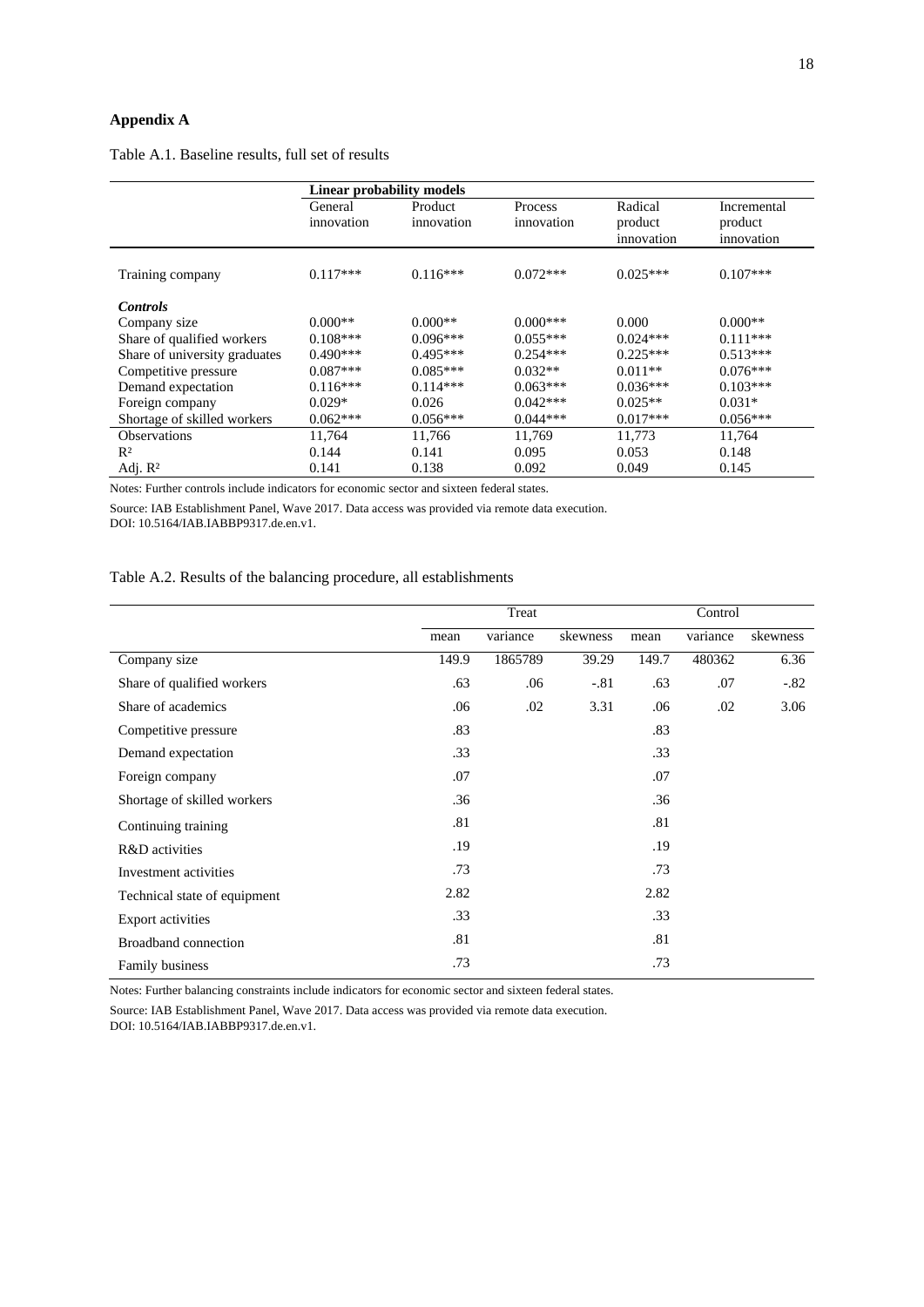## Appendix A

Table A.1. Baseline results, full set of results

| | Linear probability models | | | | |
|---|---|---|---|---|---|
| | General innovation | Product innovation | Process innovation | Radical product innovation | Incremental product innovation |
| Training company | 0.117*** | 0.116*** | 0.072*** | 0.025*** | 0.107*** |
| ***Controls*** | | | | | |
| Company size | 0.000** | 0.000** | 0.000*** | 0.000 | 0.000** |
| Share of qualified workers | 0.108*** | 0.096*** | 0.055*** | 0.024*** | 0.111*** |
| Share of university graduates | 0.490*** | 0.495*** | 0.254*** | 0.225*** | 0.513*** |
| Competitive pressure | 0.087*** | 0.085*** | 0.032** | 0.011** | 0.076*** |
| Demand expectation | 0.116*** | 0.114*** | 0.063*** | 0.036*** | 0.103*** |
| Foreign company | 0.029* | 0.026 | 0.042*** | 0.025** | 0.031* |
| Shortage of skilled workers | 0.062*** | 0.056*** | 0.044*** | 0.017*** | 0.056*** |
| Observations | 11,764 | 11,766 | 11,769 | 11,773 | 11,764 |
| $R^2$ | 0.144 | 0.141 | 0.095 | 0.053 | 0.148 |
| Adj. $R^2$ | 0.141 | 0.138 | 0.092 | 0.049 | 0.145 |

Notes: Further controls include indicators for economic sector and sixteen federal states.

Source: IAB Establishment Panel, Wave 2017. Data access was provided via remote data execution.
DOI: 10.5164/IAB.IABBP9317.de.en.v1.

Table A.2. Results of the balancing procedure, all establishments

| | Treat | | | Control | | |
|---|---|---|---|---|---|---|
| | mean | variance | skewness | mean | variance | skewness |
| Company size | 149.9 | 1865789 | 39.29 | 149.7 | 480362 | 6.36 |
| Share of qualified workers | .63 | .06 | -.81 | .63 | .07 | -.82 |
| Share of academics | .06 | .02 | 3.31 | .06 | .02 | 3.06 |
| Competitive pressure | .83 | | | .83 | | |
| Demand expectation | .33 | | | .33 | | |
| Foreign company | .07 | | | .07 | | |
| Shortage of skilled workers | .36 | | | .36 | | |
| Continuing training | .81 | | | .81 | | |
| R&D activities | .19 | | | .19 | | |
| Investment activities | .73 | | | .73 | | |
| Technical state of equipment | 2.82 | | | 2.82 | | |
| Export activities | .33 | | | .33 | | |
| Broadband connection | .81 | | | .81 | | |
| Family business | .73 | | | .73 | | |

Notes: Further balancing constraints include indicators for economic sector and sixteen federal states.

Source: IAB Establishment Panel, Wave 2017. Data access was provided via remote data execution.
DOI: 10.5164/IAB.IABBP9317.de.en.v1.